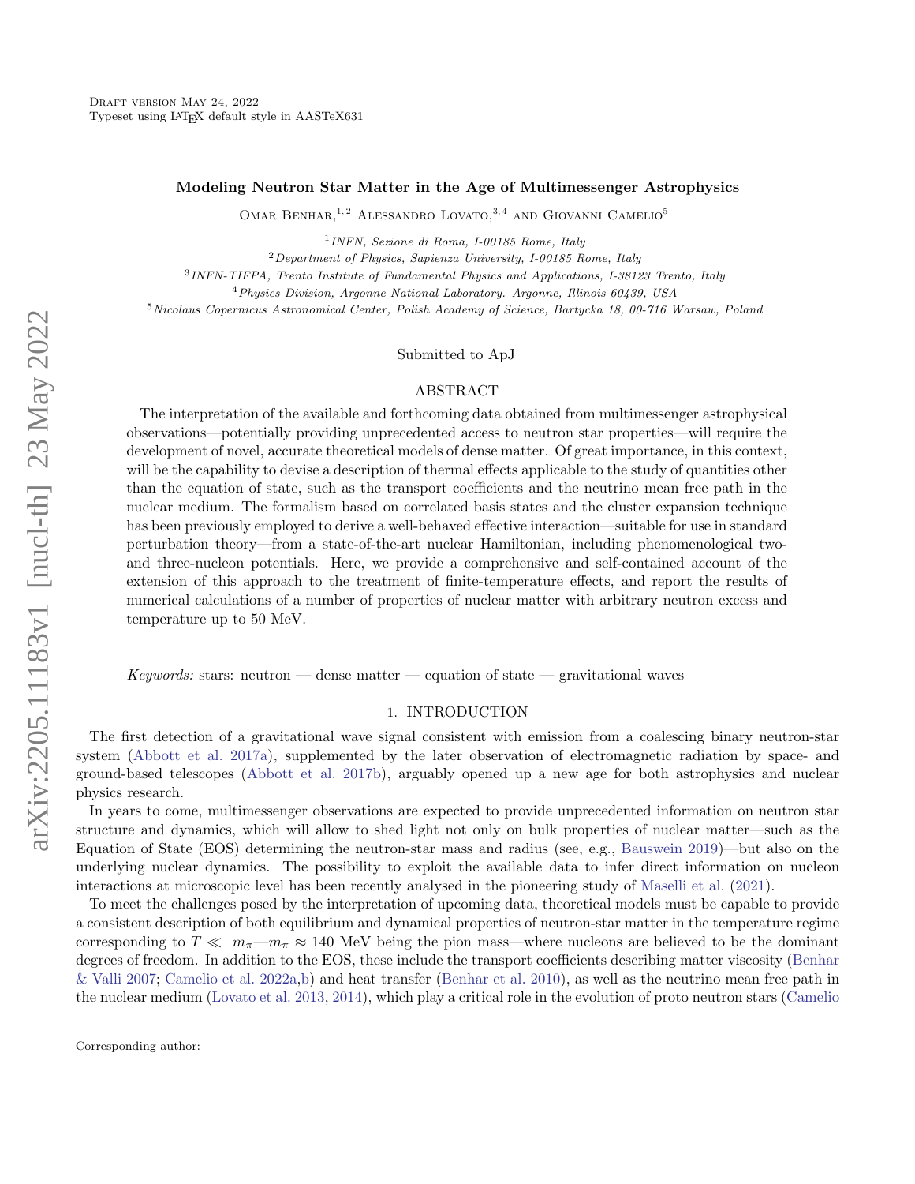Draft version May 24, 2022
Typeset using LaTeX default style in AASTeX631

# Modeling Neutron Star Matter in the Age of Multimessenger Astrophysics

Omar Benhar,[1,2] Alessandro Lovato,[3,4] and Giovanni Camelio[5]

[1]*INFN, Sezione di Roma, I-00185 Rome, Italy*

[2]*Department of Physics, Sapienza University, I-00185 Rome, Italy*

[3]*INFN-TIFPA, Trento Institute of Fundamental Physics and Applications, I-38123 Trento, Italy*

[4]*Physics Division, Argonne National Laboratory. Argonne, Illinois 60439, USA*

[5]*Nicolaus Copernicus Astronomical Center, Polish Academy of Science, Bartycka 18, 00-716 Warsaw, Poland*

Submitted to ApJ

## ABSTRACT

The interpretation of the available and forthcoming data obtained from multimessenger astrophysical observations—potentially providing unprecedented access to neutron star properties—will require the development of novel, accurate theoretical models of dense matter. Of great importance, in this context, will be the capability to devise a description of thermal effects applicable to the study of quantities other than the equation of state, such as the transport coefficients and the neutrino mean free path in the nuclear medium. The formalism based on correlated basis states and the cluster expansion technique has been previously employed to derive a well-behaved effective interaction—suitable for use in standard perturbation theory—from a state-of-the-art nuclear Hamiltonian, including phenomenological two- and three-nucleon potentials. Here, we provide a comprehensive and self-contained account of the extension of this approach to the treatment of finite-temperature effects, and report the results of numerical calculations of a number of properties of nuclear matter with arbitrary neutron excess and temperature up to 50 MeV.

*Keywords:* stars: neutron — dense matter — equation of state — gravitational waves

## 1. INTRODUCTION

The first detection of a gravitational wave signal consistent with emission from a coalescing binary neutron-star system (Abbott et al. 2017a), supplemented by the later observation of electromagnetic radiation by space- and ground-based telescopes (Abbott et al. 2017b), arguably opened up a new age for both astrophysics and nuclear physics research.

In years to come, multimessenger observations are expected to provide unprecedented information on neutron star structure and dynamics, which will allow to shed light not only on bulk properties of nuclear matter—such as the Equation of State (EOS) determining the neutron-star mass and radius (see, e.g., Bauswein 2019)—but also on the underlying nuclear dynamics. The possibility to exploit the available data to infer direct information on nucleon interactions at microscopic level has been recently analysed in the pioneering study of Maselli et al. (2021).

To meet the challenges posed by the interpretation of upcoming data, theoretical models must be capable to provide a consistent description of both equilibrium and dynamical properties of neutron-star matter in the temperature regime corresponding to $T \ll m_\pi$—$m_\pi \approx 140$ MeV being the pion mass—where nucleons are believed to be the dominant degrees of freedom. In addition to the EOS, these include the transport coefficients describing matter viscosity (Benhar & Valli 2007; Camelio et al. 2022a,b) and heat transfer (Benhar et al. 2010), as well as the neutrino mean free path in the nuclear medium (Lovato et al. 2013, 2014), which play a critical role in the evolution of proto neutron stars (Camelio

Corresponding author: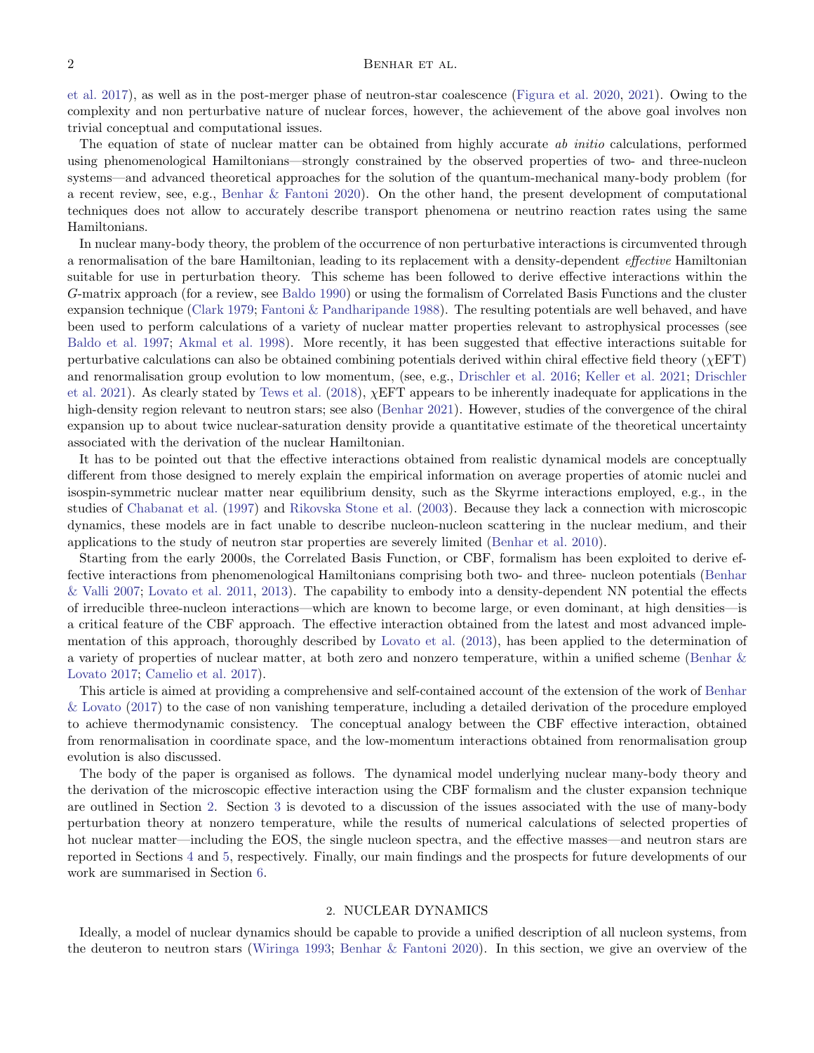et al. 2017), as well as in the post-merger phase of neutron-star coalescence (Figura et al. 2020, 2021). Owing to the complexity and non perturbative nature of nuclear forces, however, the achievement of the above goal involves non trivial conceptual and computational issues.

The equation of state of nuclear matter can be obtained from highly accurate *ab initio* calculations, performed using phenomenological Hamiltonians—strongly constrained by the observed properties of two- and three-nucleon systems—and advanced theoretical approaches for the solution of the quantum-mechanical many-body problem (for a recent review, see, e.g., Benhar & Fantoni 2020). On the other hand, the present development of computational techniques does not allow to accurately describe transport phenomena or neutrino reaction rates using the same Hamiltonians.

In nuclear many-body theory, the problem of the occurrence of non perturbative interactions is circumvented through a renormalisation of the bare Hamiltonian, leading to its replacement with a density-dependent *effective* Hamiltonian suitable for use in perturbation theory. This scheme has been followed to derive effective interactions within the $G$-matrix approach (for a review, see Baldo 1990) or using the formalism of Correlated Basis Functions and the cluster expansion technique (Clark 1979; Fantoni & Pandharipande 1988). The resulting potentials are well behaved, and have been used to perform calculations of a variety of nuclear matter properties relevant to astrophysical processes (see Baldo et al. 1997; Akmal et al. 1998). More recently, it has been suggested that effective interactions suitable for perturbative calculations can also be obtained combining potentials derived within chiral effective field theory ($\chi$EFT) and renormalisation group evolution to low momentum, (see, e.g., Drischler et al. 2016; Keller et al. 2021; Drischler et al. 2021). As clearly stated by Tews et al. (2018), $\chi$EFT appears to be inherently inadequate for applications in the high-density region relevant to neutron stars; see also (Benhar 2021). However, studies of the convergence of the chiral expansion up to about twice nuclear-saturation density provide a quantitative estimate of the theoretical uncertainty associated with the derivation of the nuclear Hamiltonian.

It has to be pointed out that the effective interactions obtained from realistic dynamical models are conceptually different from those designed to merely explain the empirical information on average properties of atomic nuclei and isospin-symmetric nuclear matter near equilibrium density, such as the Skyrme interactions employed, e.g., in the studies of Chabanat et al. (1997) and Rikovska Stone et al. (2003). Because they lack a connection with microscopic dynamics, these models are in fact unable to describe nucleon-nucleon scattering in the nuclear medium, and their applications to the study of neutron star properties are severely limited (Benhar et al. 2010).

Starting from the early 2000s, the Correlated Basis Function, or CBF, formalism has been exploited to derive effective interactions from phenomenological Hamiltonians comprising both two- and three- nucleon potentials (Benhar & Valli 2007; Lovato et al. 2011, 2013). The capability to embody into a density-dependent NN potential the effects of irreducible three-nucleon interactions—which are known to become large, or even dominant, at high densities—is a critical feature of the CBF approach. The effective interaction obtained from the latest and most advanced implementation of this approach, thoroughly described by Lovato et al. (2013), has been applied to the determination of a variety of properties of nuclear matter, at both zero and nonzero temperature, within a unified scheme (Benhar & Lovato 2017; Camelio et al. 2017).

This article is aimed at providing a comprehensive and self-contained account of the extension of the work of Benhar & Lovato (2017) to the case of non vanishing temperature, including a detailed derivation of the procedure employed to achieve thermodynamic consistency. The conceptual analogy between the CBF effective interaction, obtained from renormalisation in coordinate space, and the low-momentum interactions obtained from renormalisation group evolution is also discussed.

The body of the paper is organised as follows. The dynamical model underlying nuclear many-body theory and the derivation of the microscopic effective interaction using the CBF formalism and the cluster expansion technique are outlined in Section 2. Section 3 is devoted to a discussion of the issues associated with the use of many-body perturbation theory at nonzero temperature, while the results of numerical calculations of selected properties of hot nuclear matter—including the EOS, the single nucleon spectra, and the effective masses—and neutron stars are reported in Sections 4 and 5, respectively. Finally, our main findings and the prospects for future developments of our work are summarised in Section 6.

## 2. NUCLEAR DYNAMICS

Ideally, a model of nuclear dynamics should be capable to provide a unified description of all nucleon systems, from the deuteron to neutron stars (Wiringa 1993; Benhar & Fantoni 2020). In this section, we give an overview of the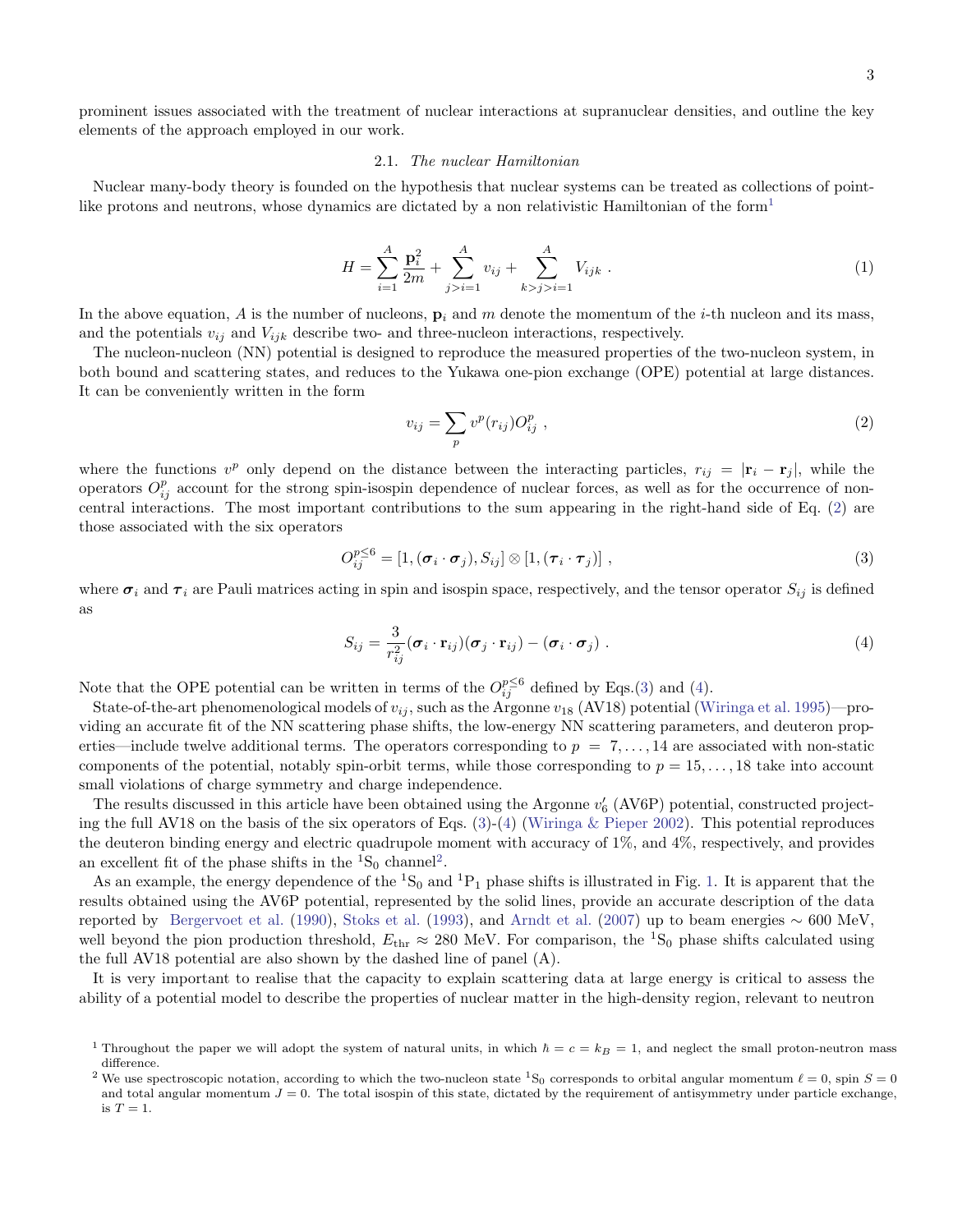prominent issues associated with the treatment of nuclear interactions at supranuclear densities, and outline the key elements of the approach employed in our work.

### 2.1. *The nuclear Hamiltonian*

Nuclear many-body theory is founded on the hypothesis that nuclear systems can be treated as collections of point-like protons and neutrons, whose dynamics are dictated by a non relativistic Hamiltonian of the form[1]

$$H = \sum_{i=1}^{A} \frac{\mathbf{p}_i^2}{2m} + \sum_{j>i=1}^{A} v_{ij} + \sum_{k>j>i=1}^{A} V_{ijk} \ . \tag{1}$$

In the above equation, $A$ is the number of nucleons, $\mathbf{p}_i$ and $m$ denote the momentum of the $i$-th nucleon and its mass, and the potentials $v_{ij}$ and $V_{ijk}$ describe two- and three-nucleon interactions, respectively.

The nucleon-nucleon (NN) potential is designed to reproduce the measured properties of the two-nucleon system, in both bound and scattering states, and reduces to the Yukawa one-pion exchange (OPE) potential at large distances. It can be conveniently written in the form

$$v_{ij} = \sum_p v^p(r_{ij}) O_{ij}^p \ , \tag{2}$$

where the functions $v^p$ only depend on the distance between the interacting particles, $r_{ij} = |\mathbf{r}_i - \mathbf{r}_j|$, while the operators $O_{ij}^p$ account for the strong spin-isospin dependence of nuclear forces, as well as for the occurrence of non-central interactions. The most important contributions to the sum appearing in the right-hand side of Eq. (2) are those associated with the six operators

$$O_{ij}^{p\leq 6} = [1, (\boldsymbol{\sigma}_i \cdot \boldsymbol{\sigma}_j), S_{ij}] \otimes [1, (\boldsymbol{\tau}_i \cdot \boldsymbol{\tau}_j)] \ , \tag{3}$$

where $\boldsymbol{\sigma}_i$ and $\boldsymbol{\tau}_i$ are Pauli matrices acting in spin and isospin space, respectively, and the tensor operator $S_{ij}$ is defined as

$$S_{ij} = \frac{3}{r_{ij}^2} (\boldsymbol{\sigma}_i \cdot \mathbf{r}_{ij})(\boldsymbol{\sigma}_j \cdot \mathbf{r}_{ij}) - (\boldsymbol{\sigma}_i \cdot \boldsymbol{\sigma}_j) \ . \tag{4}$$

Note that the OPE potential can be written in terms of the $O_{ij}^{p\leq 6}$ defined by Eqs.(3) and (4).

State-of-the-art phenomenological models of $v_{ij}$, such as the Argonne $v_{18}$ (AV18) potential (Wiringa et al. 1995)—providing an accurate fit of the NN scattering phase shifts, the low-energy NN scattering parameters, and deuteron properties—include twelve additional terms. The operators corresponding to $p = 7, \ldots, 14$ are associated with non-static components of the potential, notably spin-orbit terms, while those corresponding to $p = 15, \ldots, 18$ take into account small violations of charge symmetry and charge independence.

The results discussed in this article have been obtained using the Argonne $v_6'$ (AV6P) potential, constructed projecting the full AV18 on the basis of the six operators of Eqs. (3)-(4) (Wiringa & Pieper 2002). This potential reproduces the deuteron binding energy and electric quadrupole moment with accuracy of 1%, and 4%, respectively, and provides an excellent fit of the phase shifts in the $^1\mathrm{S}_0$ channel[2].

As an example, the energy dependence of the $^1\mathrm{S}_0$ and $^1\mathrm{P}_1$ phase shifts is illustrated in Fig. 1. It is apparent that the results obtained using the AV6P potential, represented by the solid lines, provide an accurate description of the data reported by Bergervoet et al. (1990), Stoks et al. (1993), and Arndt et al. (2007) up to beam energies $\sim 600$ MeV, well beyond the pion production threshold, $E_{\mathrm{thr}} \approx 280$ MeV. For comparison, the $^1\mathrm{S}_0$ phase shifts calculated using the full AV18 potential are also shown by the dashed line of panel (A).

It is very important to realise that the capacity to explain scattering data at large energy is critical to assess the ability of a potential model to describe the properties of nuclear matter in the high-density region, relevant to neutron

[1] Throughout the paper we will adopt the system of natural units, in which $\hbar = c = k_B = 1$, and neglect the small proton-neutron mass difference.

[2] We use spectroscopic notation, according to which the two-nucleon state $^1\mathrm{S}_0$ corresponds to orbital angular momentum $\ell = 0$, spin $S = 0$ and total angular momentum $J = 0$. The total isospin of this state, dictated by the requirement of antisymmetry under particle exchange, is $T = 1$.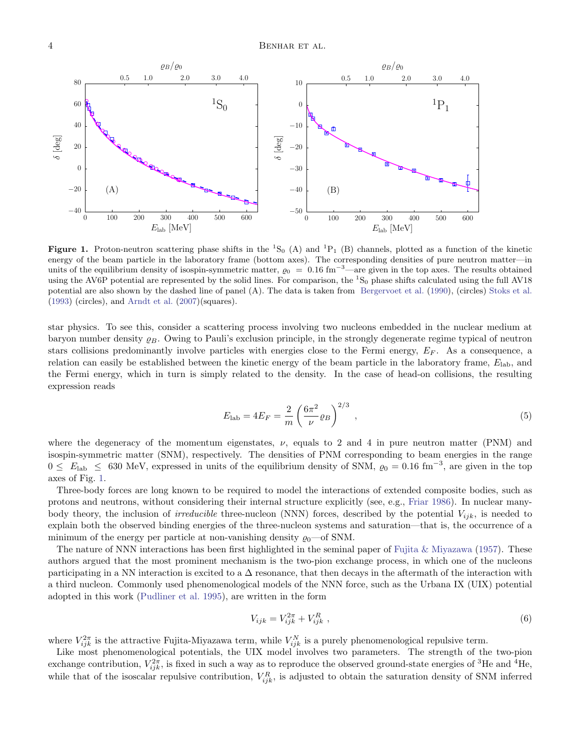**Figure 1.** Proton-neutron scattering phase shifts in the $^1$S$_0$ (A) and $^1$P$_1$ (B) channels, plotted as a function of the kinetic energy of the beam particle in the laboratory frame (bottom axes). The corresponding densities of pure neutron matter—in units of the equilibrium density of isospin-symmetric matter, $\varrho_0 = 0.16$ fm$^{-3}$—are given in the top axes. The results obtained using the AV6P potential are represented by the solid lines. For comparison, the $^1$S$_0$ phase shifts calculated using the full AV18 potential are also shown by the dashed line of panel (A). The data is taken from Bergervoet et al. (1990), (circles) Stoks et al. (1993) (circles), and Arndt et al. (2007)(squares).

star physics. To see this, consider a scattering process involving two nucleons embedded in the nuclear medium at baryon number density $\varrho_B$. Owing to Pauli's exclusion principle, in the strongly degenerate regime typical of neutron stars collisions predominantly involve particles with energies close to the Fermi energy, $E_F$. As a consequence, a relation can easily be established between the kinetic energy of the beam particle in the laboratory frame, $E_{\rm lab}$, and the Fermi energy, which in turn is simply related to the density. In the case of head-on collisions, the resulting expression reads

$$E_{\rm lab} = 4E_F = \frac{2}{m}\left(\frac{6\pi^2}{\nu}\varrho_B\right)^{2/3} \ , \tag{5}$$

where the degeneracy of the momentum eigenstates, $\nu$, equals to 2 and 4 in pure neutron matter (PNM) and isospin-symmetric matter (SNM), respectively. The densities of PNM corresponding to beam energies in the range $0 \leq E_{\rm lab} \leq 630$ MeV, expressed in units of the equilibrium density of SNM, $\varrho_0 = 0.16$ fm$^{-3}$, are given in the top axes of Fig. 1.

Three-body forces are long known to be required to model the interactions of extended composite bodies, such as protons and neutrons, without considering their internal structure explicitly (see, e.g., Friar 1986). In nuclear many-body theory, the inclusion of *irreducible* three-nucleon (NNN) forces, described by the potential $V_{ijk}$, is needed to explain both the observed binding energies of the three-nucleon systems and saturation—that is, the occurrence of a minimum of the energy per particle at non-vanishing density $\varrho_0$—of SNM.

The nature of NNN interactions has been first highlighted in the seminal paper of Fujita & Miyazawa (1957). These authors argued that the most prominent mechanism is the two-pion exchange process, in which one of the nucleons participating in a NN interaction is excited to a $\Delta$ resonance, that then decays in the aftermath of the interaction with a third nucleon. Commonly used phenomenological models of the NNN force, such as the Urbana IX (UIX) potential adopted in this work (Pudliner et al. 1995), are written in the form

$$V_{ijk} = V^{2\pi}_{ijk} + V^{R}_{ijk} \ , \tag{6}$$

where $V^{2\pi}_{ijk}$ is the attractive Fujita-Miyazawa term, while $V^{N}_{ijk}$ is a purely phenomenological repulsive term.

Like most phenomenological potentials, the UIX model involves two parameters. The strength of the two-pion exchange contribution, $V^{2\pi}_{ijk}$, is fixed in such a way as to reproduce the observed ground-state energies of $^3$He and $^4$He, while that of the isoscalar repulsive contribution, $V^{R}_{ijk}$, is adjusted to obtain the saturation density of SNM inferred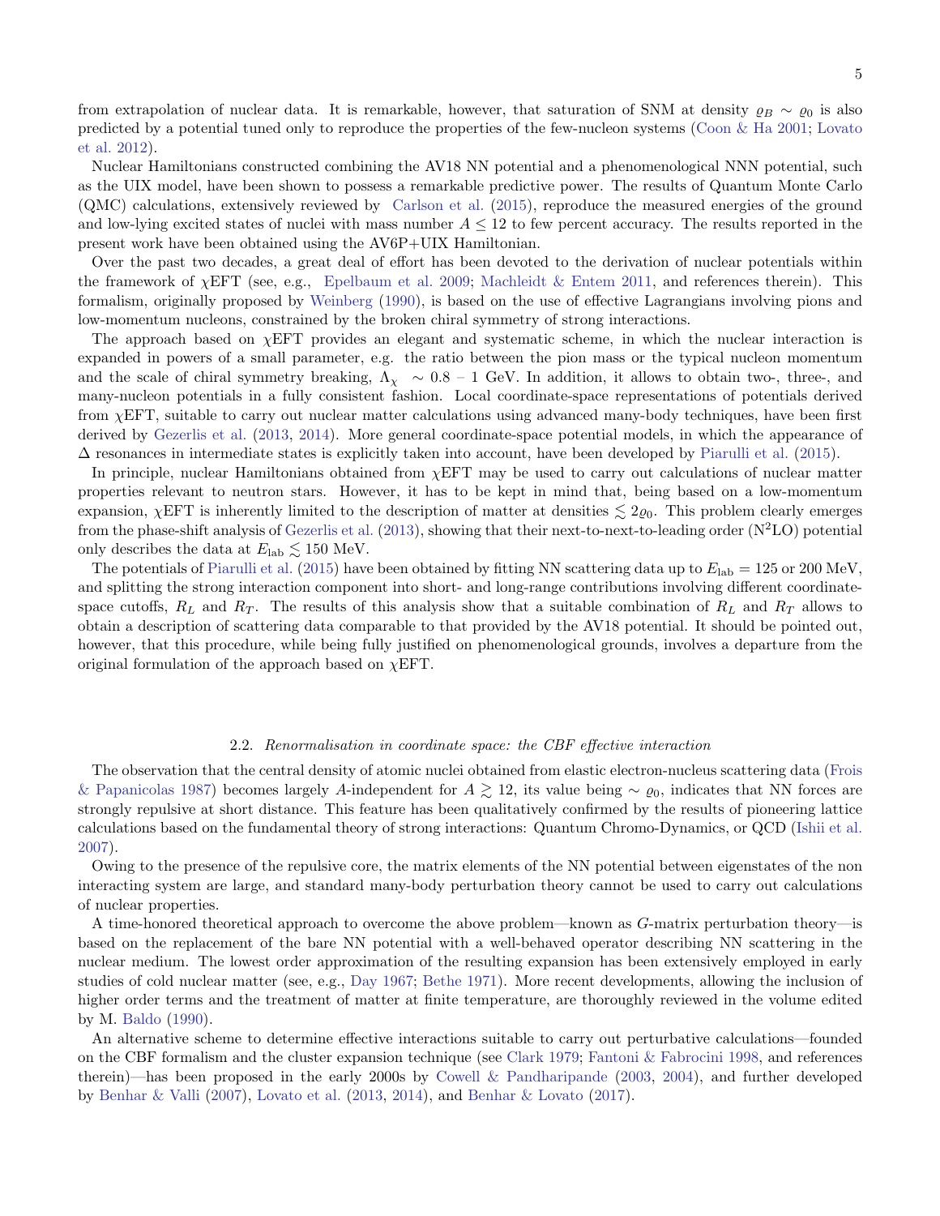from extrapolation of nuclear data. It is remarkable, however, that saturation of SNM at density $\varrho_B \sim \varrho_0$ is also predicted by a potential tuned only to reproduce the properties of the few-nucleon systems (Coon & Ha 2001; Lovato et al. 2012).

Nuclear Hamiltonians constructed combining the AV18 NN potential and a phenomenological NNN potential, such as the UIX model, have been shown to possess a remarkable predictive power. The results of Quantum Monte Carlo (QMC) calculations, extensively reviewed by Carlson et al. (2015), reproduce the measured energies of the ground and low-lying excited states of nuclei with mass number $A \leq 12$ to few percent accuracy. The results reported in the present work have been obtained using the AV6P+UIX Hamiltonian.

Over the past two decades, a great deal of effort has been devoted to the derivation of nuclear potentials within the framework of $\chi$EFT (see, e.g., Epelbaum et al. 2009; Machleidt & Entem 2011, and references therein). This formalism, originally proposed by Weinberg (1990), is based on the use of effective Lagrangians involving pions and low-momentum nucleons, constrained by the broken chiral symmetry of strong interactions.

The approach based on $\chi$EFT provides an elegant and systematic scheme, in which the nuclear interaction is expanded in powers of a small parameter, e.g. the ratio between the pion mass or the typical nucleon momentum and the scale of chiral symmetry breaking, $\Lambda_\chi \sim 0.8 - 1$ GeV. In addition, it allows to obtain two-, three-, and many-nucleon potentials in a fully consistent fashion. Local coordinate-space representations of potentials derived from $\chi$EFT, suitable to carry out nuclear matter calculations using advanced many-body techniques, have been first derived by Gezerlis et al. (2013, 2014). More general coordinate-space potential models, in which the appearance of $\Delta$ resonances in intermediate states is explicitly taken into account, have been developed by Piarulli et al. (2015).

In principle, nuclear Hamiltonians obtained from $\chi$EFT may be used to carry out calculations of nuclear matter properties relevant to neutron stars. However, it has to be kept in mind that, being based on a low-momentum expansion, $\chi$EFT is inherently limited to the description of matter at densities $\lesssim 2\varrho_0$. This problem clearly emerges from the phase-shift analysis of Gezerlis et al. (2013), showing that their next-to-next-to-leading order (N$^2$LO) potential only describes the data at $E_{\rm lab} \lesssim 150$ MeV.

The potentials of Piarulli et al. (2015) have been obtained by fitting NN scattering data up to $E_{\rm lab} = 125$ or 200 MeV, and splitting the strong interaction component into short- and long-range contributions involving different coordinate-space cutoffs, $R_L$ and $R_T$. The results of this analysis show that a suitable combination of $R_L$ and $R_T$ allows to obtain a description of scattering data comparable to that provided by the AV18 potential. It should be pointed out, however, that this procedure, while being fully justified on phenomenological grounds, involves a departure from the original formulation of the approach based on $\chi$EFT.

### 2.2. *Renormalisation in coordinate space: the CBF effective interaction*

The observation that the central density of atomic nuclei obtained from elastic electron-nucleus scattering data (Frois & Papanicolas 1987) becomes largely $A$-independent for $A \gtrsim 12$, its value being $\sim \varrho_0$, indicates that NN forces are strongly repulsive at short distance. This feature has been qualitatively confirmed by the results of pioneering lattice calculations based on the fundamental theory of strong interactions: Quantum Chromo-Dynamics, or QCD (Ishii et al. 2007).

Owing to the presence of the repulsive core, the matrix elements of the NN potential between eigenstates of the non interacting system are large, and standard many-body perturbation theory cannot be used to carry out calculations of nuclear properties.

A time-honored theoretical approach to overcome the above problem—known as $G$-matrix perturbation theory—is based on the replacement of the bare NN potential with a well-behaved operator describing NN scattering in the nuclear medium. The lowest order approximation of the resulting expansion has been extensively employed in early studies of cold nuclear matter (see, e.g., Day 1967; Bethe 1971). More recent developments, allowing the inclusion of higher order terms and the treatment of matter at finite temperature, are thoroughly reviewed in the volume edited by M. Baldo (1990).

An alternative scheme to determine effective interactions suitable to carry out perturbative calculations—founded on the CBF formalism and the cluster expansion technique (see Clark 1979; Fantoni & Fabrocini 1998, and references therein)—has been proposed in the early 2000s by Cowell & Pandharipande (2003, 2004), and further developed by Benhar & Valli (2007), Lovato et al. (2013, 2014), and Benhar & Lovato (2017).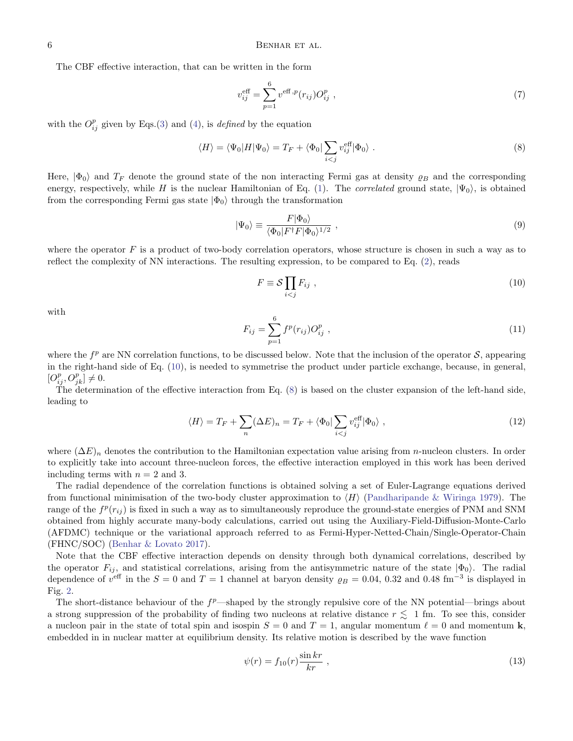The CBF effective interaction, that can be written in the form

$$v_{ij}^{\rm eff} = \sum_{p=1}^{6} v^{{\rm eff}\,,p}(r_{ij}) O_{ij}^{p} \ , \tag{7}$$

with the $O_{ij}^p$ given by Eqs.(3) and (4), is *defined* by the equation

$$\langle H \rangle = \langle \Psi_0 | H | \Psi_0 \rangle = T_F + \langle \Phi_0 | \sum_{i<j} v_{ij}^{\rm eff} | \Phi_0 \rangle \ . \tag{8}$$

Here, $|\Phi_0\rangle$ and $T_F$ denote the ground state of the non interacting Fermi gas at density $\varrho_B$ and the corresponding energy, respectively, while $H$ is the nuclear Hamiltonian of Eq. (1). The *correlated* ground state, $|\Psi_0\rangle$, is obtained from the corresponding Fermi gas state $|\Phi_0\rangle$ through the transformation

$$|\Psi_0\rangle \equiv \frac{F|\Phi_0\rangle}{\langle \Phi_0 | F^\dagger F | \Phi_0 \rangle^{1/2}} \ , \tag{9}$$

where the operator $F$ is a product of two-body correlation operators, whose structure is chosen in such a way as to reflect the complexity of NN interactions. The resulting expression, to be compared to Eq. (2), reads

$$F \equiv \mathcal{S} \prod_{i<j} F_{ij} \ , \tag{10}$$

with

$$F_{ij} = \sum_{p=1}^{6} f^p(r_{ij}) O_{ij}^p \ , \tag{11}$$

where the $f^p$ are NN correlation functions, to be discussed below. Note that the inclusion of the operator $\mathcal{S}$, appearing in the right-hand side of Eq. (10), is needed to symmetrise the product under particle exchange, because, in general, $[O_{ij}^p, O_{jk}^p] \neq 0$.

The determination of the effective interaction from Eq. (8) is based on the cluster expansion of the left-hand side, leading to

$$\langle H \rangle = T_F + \sum_n (\Delta E)_n = T_F + \langle \Phi_0 | \sum_{i<j} v_{ij}^{\rm eff} | \Phi_0 \rangle \ , \tag{12}$$

where $(\Delta E)_n$ denotes the contribution to the Hamiltonian expectation value arising from $n$-nucleon clusters. In order to explicitly take into account three-nucleon forces, the effective interaction employed in this work has been derived including terms with $n = 2$ and 3.

The radial dependence of the correlation functions is obtained solving a set of Euler-Lagrange equations derived from functional minimisation of the two-body cluster approximation to $\langle H \rangle$ (Pandharipande & Wiringa 1979). The range of the $f^p(r_{ij})$ is fixed in such a way as to simultaneously reproduce the ground-state energies of PNM and SNM obtained from highly accurate many-body calculations, carried out using the Auxiliary-Field-Diffusion-Monte-Carlo (AFDMC) technique or the variational approach referred to as Fermi-Hyper-Netted-Chain/Single-Operator-Chain (FHNC/SOC) (Benhar & Lovato 2017).

Note that the CBF effective interaction depends on density through both dynamical correlations, described by the operator $F_{ij}$, and statistical correlations, arising from the antisymmetric nature of the state $|\Phi_0\rangle$. The radial dependence of $v^{\rm eff}$ in the $S = 0$ and $T = 1$ channel at baryon density $\varrho_B = 0.04$, 0.32 and 0.48 fm$^{-3}$ is displayed in Fig. 2.

The short-distance behaviour of the $f^p$—shaped by the strongly repulsive core of the NN potential—brings about a strong suppression of the probability of finding two nucleons at relative distance $r \lesssim 1$ fm. To see this, consider a nucleon pair in the state of total spin and isospin $S = 0$ and $T = 1$, angular momentum $\ell = 0$ and momentum $\mathbf{k}$, embedded in in nuclear matter at equilibrium density. Its relative motion is described by the wave function

$$\psi(r) = f_{10}(r) \frac{\sin kr}{kr} \ , \tag{13}$$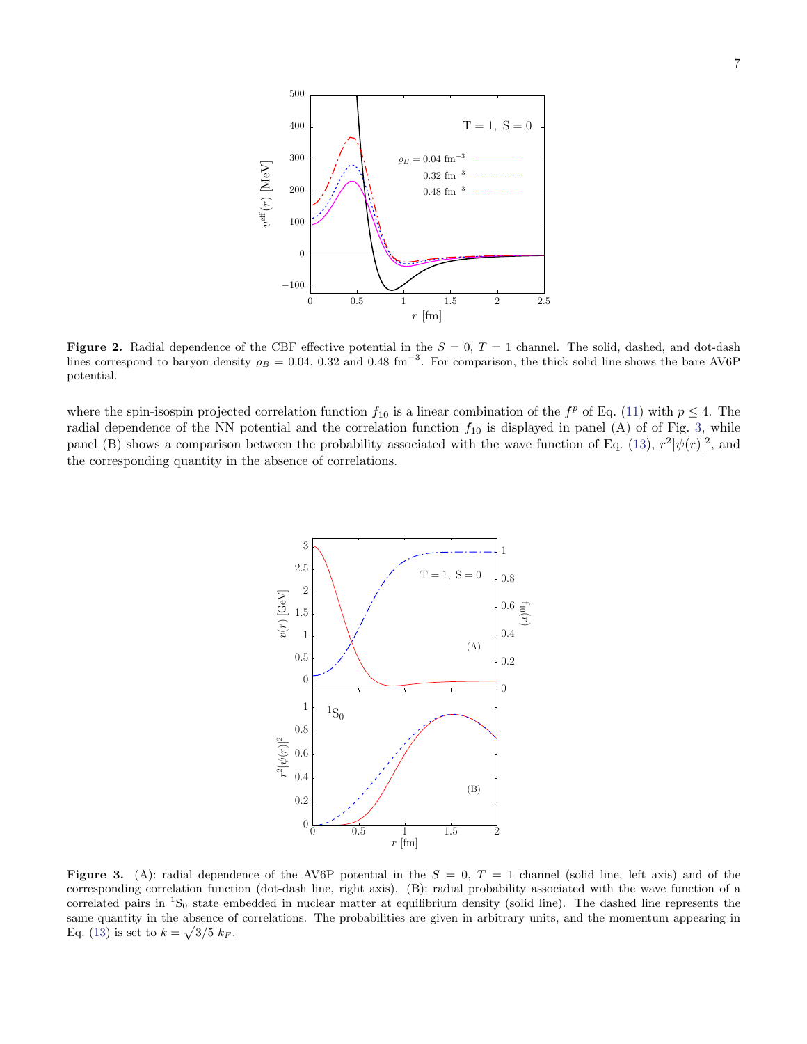**Figure 2.** Radial dependence of the CBF effective potential in the $S = 0$, $T = 1$ channel. The solid, dashed, and dot-dash lines correspond to baryon density $\varrho_B = 0.04$, 0.32 and 0.48 fm$^{-3}$. For comparison, the thick solid line shows the bare AV6P potential.

where the spin-isospin projected correlation function $f_{10}$ is a linear combination of the $f^p$ of Eq. (11) with $p \leq 4$. The radial dependence of the NN potential and the correlation function $f_{10}$ is displayed in panel (A) of of Fig. 3, while panel (B) shows a comparison between the probability associated with the wave function of Eq. (13), $r^2|\psi(r)|^2$, and the corresponding quantity in the absence of correlations.

**Figure 3.** (A): radial dependence of the AV6P potential in the $S = 0$, $T = 1$ channel (solid line, left axis) and of the corresponding correlation function (dot-dash line, right axis). (B): radial probability associated with the wave function of a correlated pairs in $^1\mathrm{S}_0$ state embedded in nuclear matter at equilibrium density (solid line). The dashed line represents the same quantity in the absence of correlations. The probabilities are given in arbitrary units, and the momentum appearing in Eq. (13) is set to $k = \sqrt{3/5}\ k_F$.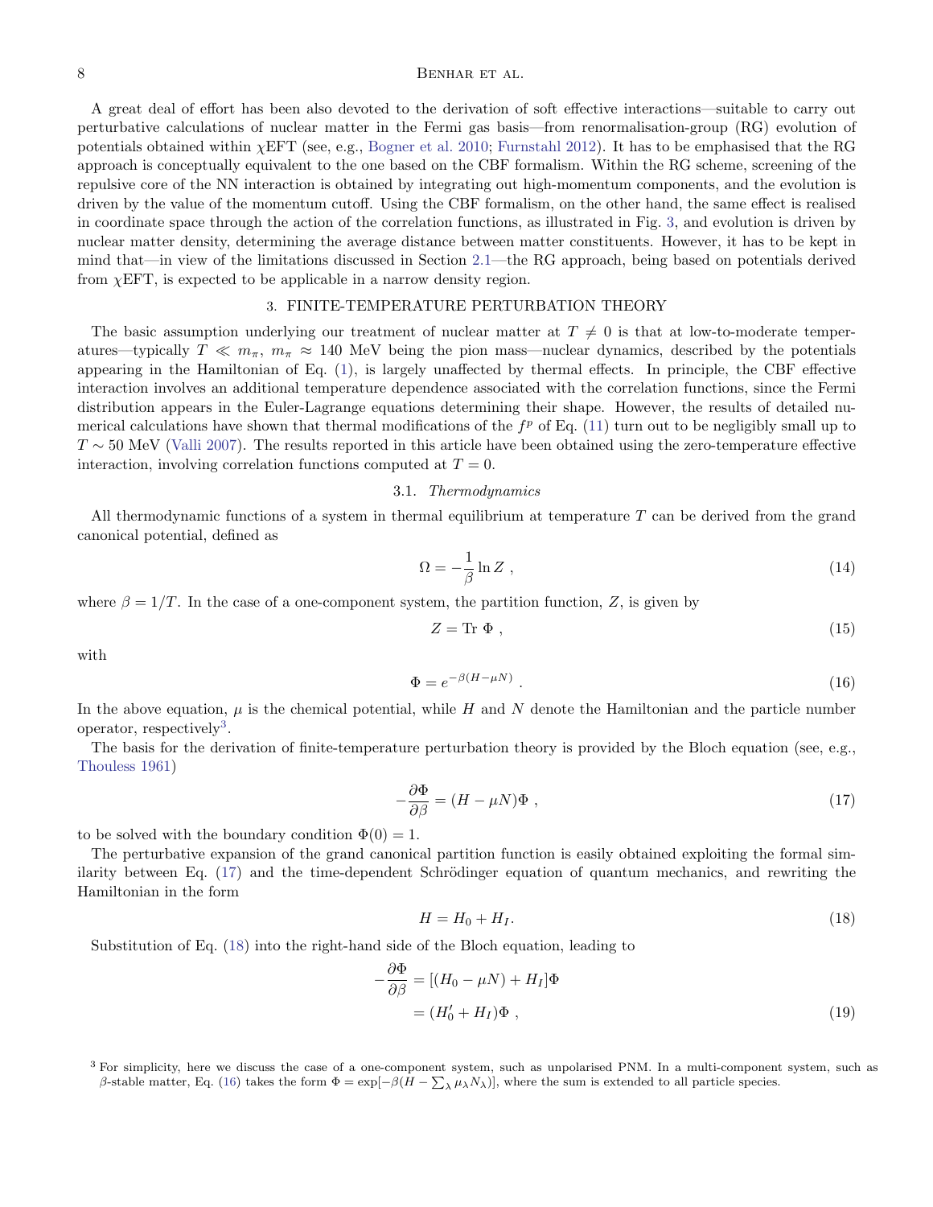A great deal of effort has been also devoted to the derivation of soft effective interactions—suitable to carry out perturbative calculations of nuclear matter in the Fermi gas basis—from renormalisation-group (RG) evolution of potentials obtained within $\chi$EFT (see, e.g., Bogner et al. 2010; Furnstahl 2012). It has to be emphasised that the RG approach is conceptually equivalent to the one based on the CBF formalism. Within the RG scheme, screening of the repulsive core of the NN interaction is obtained by integrating out high-momentum components, and the evolution is driven by the value of the momentum cutoff. Using the CBF formalism, on the other hand, the same effect is realised in coordinate space through the action of the correlation functions, as illustrated in Fig. 3, and evolution is driven by nuclear matter density, determining the average distance between matter constituents. However, it has to be kept in mind that—in view of the limitations discussed in Section 2.1—the RG approach, being based on potentials derived from $\chi$EFT, is expected to be applicable in a narrow density region.

## 3. FINITE-TEMPERATURE PERTURBATION THEORY

The basic assumption underlying our treatment of nuclear matter at $T \neq 0$ is that at low-to-moderate temperatures—typically $T \ll m_\pi$, $m_\pi \approx 140$ MeV being the pion mass—nuclear dynamics, described by the potentials appearing in the Hamiltonian of Eq. (1), is largely unaffected by thermal effects. In principle, the CBF effective interaction involves an additional temperature dependence associated with the correlation functions, since the Fermi distribution appears in the Euler-Lagrange equations determining their shape. However, the results of detailed numerical calculations have shown that thermal modifications of the $f^p$ of Eq. (11) turn out to be negligibly small up to $T \sim 50$ MeV (Valli 2007). The results reported in this article have been obtained using the zero-temperature effective interaction, involving correlation functions computed at $T = 0$.

### 3.1. *Thermodynamics*

All thermodynamic functions of a system in thermal equilibrium at temperature $T$ can be derived from the grand canonical potential, defined as

$$\Omega = -\frac{1}{\beta} \ln Z \ , \tag{14}$$

where $\beta = 1/T$. In the case of a one-component system, the partition function, $Z$, is given by

$$Z = \text{Tr } \Phi \ , \tag{15}$$

with

$$\Phi = e^{-\beta(H - \mu N)} \ . \tag{16}$$

In the above equation, $\mu$ is the chemical potential, while $H$ and $N$ denote the Hamiltonian and the particle number operator, respectively[3].

The basis for the derivation of finite-temperature perturbation theory is provided by the Bloch equation (see, e.g., Thouless 1961)

$$-\frac{\partial \Phi}{\partial \beta} = (H - \mu N)\Phi \ , \tag{17}$$

to be solved with the boundary condition $\Phi(0) = 1$.

The perturbative expansion of the grand canonical partition function is easily obtained exploiting the formal similarity between Eq. (17) and the time-dependent Schrödinger equation of quantum mechanics, and rewriting the Hamiltonian in the form

$$H = H_0 + H_I. \tag{18}$$

Substitution of Eq. (18) into the right-hand side of the Bloch equation, leading to

$$\begin{aligned} -\frac{\partial \Phi}{\partial \beta} &= [(H_0 - \mu N) + H_I]\Phi \\ &= (H_0' + H_I)\Phi \ , \end{aligned} \tag{19}$$

[3] For simplicity, here we discuss the case of a one-component system, such as unpolarised PNM. In a multi-component system, such as $\beta$-stable matter, Eq. (16) takes the form $\Phi = \exp[-\beta(H - \sum_\lambda \mu_\lambda N_\lambda)]$, where the sum is extended to all particle species.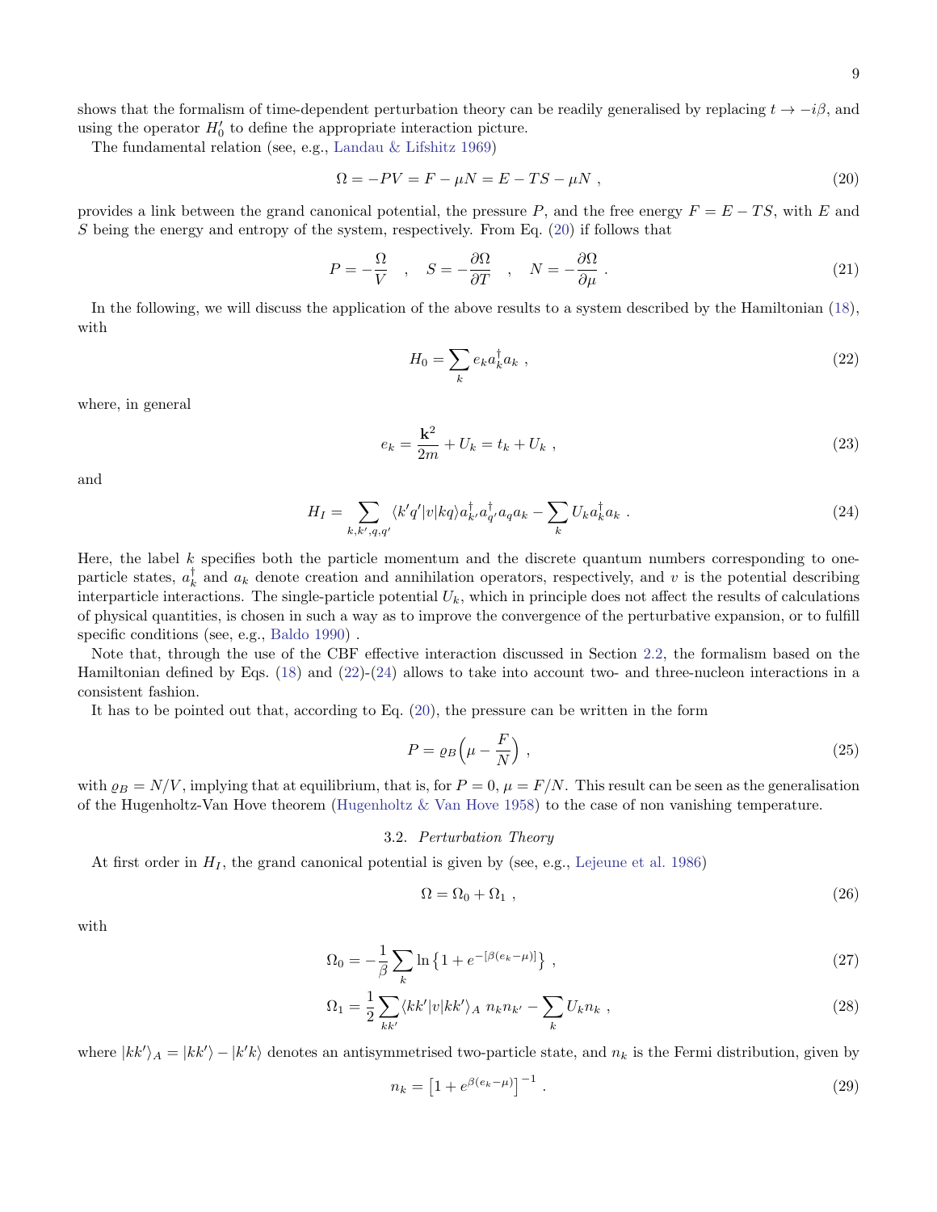shows that the formalism of time-dependent perturbation theory can be readily generalised by replacing $t \to -i\beta$, and using the operator $H_0'$ to define the appropriate interaction picture.

The fundamental relation (see, e.g., Landau & Lifshitz 1969)

$$
\Omega = -PV = F - \mu N = E - TS - \mu N \ , \tag{20}
$$

provides a link between the grand canonical potential, the pressure $P$, and the free energy $F = E - TS$, with $E$ and $S$ being the energy and entropy of the system, respectively. From Eq. (20) if follows that

$$
P = -\frac{\Omega}{V} \quad , \quad S = -\frac{\partial \Omega}{\partial T} \quad , \quad N = -\frac{\partial \Omega}{\partial \mu} \ . \tag{21}
$$

In the following, we will discuss the application of the above results to a system described by the Hamiltonian (18), with

$$
H_0 = \sum_k e_k a_k^\dagger a_k \ , \tag{22}
$$

where, in general

$$
e_k = \frac{\mathbf{k}^2}{2m} + U_k = t_k + U_k \ , \tag{23}
$$

and

$$
H_I = \sum_{k,k',q,q'} \langle k'q'|v|kq\rangle a_{k'}^\dagger a_{q'}^\dagger a_q a_k - \sum_k U_k a_k^\dagger a_k \ . \tag{24}
$$

Here, the label $k$ specifies both the particle momentum and the discrete quantum numbers corresponding to one-particle states, $a_k^\dagger$ and $a_k$ denote creation and annihilation operators, respectively, and $v$ is the potential describing interparticle interactions. The single-particle potential $U_k$, which in principle does not affect the results of calculations of physical quantities, is chosen in such a way as to improve the convergence of the perturbative expansion, or to fulfill specific conditions (see, e.g., Baldo 1990) .

Note that, through the use of the CBF effective interaction discussed in Section 2.2, the formalism based on the Hamiltonian defined by Eqs. (18) and (22)-(24) allows to take into account two- and three-nucleon interactions in a consistent fashion.

It has to be pointed out that, according to Eq. (20), the pressure can be written in the form

$$
P = \varrho_B \Big( \mu - \frac{F}{N} \Big) \ , \tag{25}
$$

with $\varrho_B = N/V$, implying that at equilibrium, that is, for $P = 0$, $\mu = F/N$. This result can be seen as the generalisation of the Hugenholtz-Van Hove theorem (Hugenholtz & Van Hove 1958) to the case of non vanishing temperature.

### 3.2. *Perturbation Theory*

At first order in $H_I$, the grand canonical potential is given by (see, e.g., Lejeune et al. 1986)

$$
\Omega = \Omega_0 + \Omega_1 \ , \tag{26}
$$

with

$$
\Omega_0 = -\frac{1}{\beta} \sum_k \ln \left\{ 1 + e^{-[\beta(e_k - \mu)]} \right\} \ , \tag{27}
$$

$$
\Omega_1 = \frac{1}{2} \sum_{kk'} \langle kk'|v|kk'\rangle_A \ n_k n_{k'} - \sum_k U_k n_k \ , \tag{28}
$$

where $|kk'\rangle_A = |kk'\rangle - |k'k\rangle$ denotes an antisymmetrised two-particle state, and $n_k$ is the Fermi distribution, given by

$$
n_k = \left[ 1 + e^{\beta(e_k - \mu)} \right]^{-1} \ . \tag{29}
$$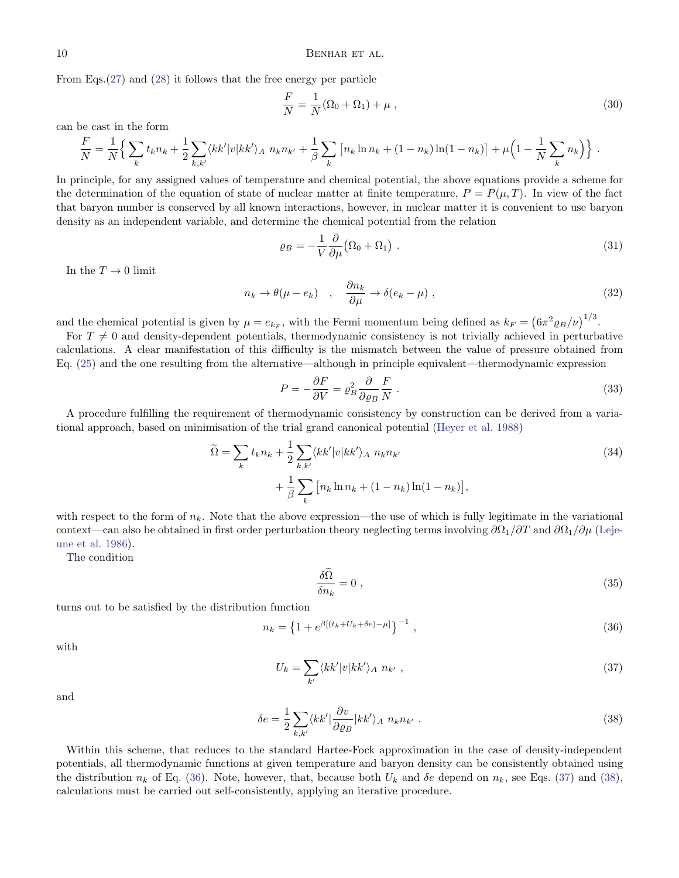From Eqs.(27) and (28) it follows that the free energy per particle

$$\frac{F}{N} = \frac{1}{N}(\Omega_0 + \Omega_1) + \mu \ , \tag{30}$$

can be cast in the form

$$\frac{F}{N} = \frac{1}{N}\Big\{ \sum_k t_k n_k + \frac{1}{2}\sum_{k,k'} \langle kk'|v|kk'\rangle_A \ n_k n_{k'} + \frac{1}{\beta}\sum_k \left[ n_k \ln n_k + (1-n_k)\ln(1-n_k) \right] + \mu\Big(1 - \frac{1}{N}\sum_k n_k\Big) \Big\} \ .$$

In principle, for any assigned values of temperature and chemical potential, the above equations provide a scheme for the determination of the equation of state of nuclear matter at finite temperature, $P = P(\mu, T)$. In view of the fact that baryon number is conserved by all known interactions, however, in nuclear matter it is convenient to use baryon density as an independent variable, and determine the chemical potential from the relation

$$\varrho_B = -\frac{1}{V}\frac{\partial}{\partial \mu}\big(\Omega_0 + \Omega_1\big) \ . \tag{31}$$

In the $T \to 0$ limit

$$n_k \to \theta(\mu - e_k) \quad , \quad \frac{\partial n_k}{\partial \mu} \to \delta(e_k - \mu) \ , \tag{32}$$

and the chemical potential is given by $\mu = e_{k_F}$, with the Fermi momentum being defined as $k_F = \left(6\pi^2 \varrho_B/\nu\right)^{1/3}$.

For $T \neq 0$ and density-dependent potentials, thermodynamic consistency is not trivially achieved in perturbative calculations. A clear manifestation of this difficulty is the mismatch between the value of pressure obtained from Eq. (25) and the one resulting from the alternative—although in principle equivalent—thermodynamic expression

$$P = -\frac{\partial F}{\partial V} = \varrho_B^2 \frac{\partial}{\partial \varrho_B}\frac{F}{N} \ . \tag{33}$$

A procedure fulfilling the requirement of thermodynamic consistency by construction can be derived from a variational approach, based on minimisation of the trial grand canonical potential (Heyer et al. 1988)

$$\begin{aligned} \widetilde{\Omega} = \sum_k t_k n_k &+ \frac{1}{2}\sum_{k,k'} \langle kk'|v|kk'\rangle_A \ n_k n_{k'} \\ &+ \frac{1}{\beta}\sum_k \left[ n_k \ln n_k + (1-n_k)\ln(1-n_k) \right], \end{aligned} \tag{34}$$

with respect to the form of $n_k$. Note that the above expression—the use of which is fully legitimate in the variational context—can also be obtained in first order perturbation theory neglecting terms involving $\partial\Omega_1/\partial T$ and $\partial\Omega_1/\partial\mu$ (Lejeune et al. 1986).

The condition

$$\frac{\delta \widetilde{\Omega}}{\delta n_k} = 0 \ , \tag{35}$$

turns out to be satisfied by the distribution function

$$n_k = \left\{ 1 + e^{\beta[(t_k + U_k + \delta e) - \mu]} \right\}^{-1} \ , \tag{36}$$

with

$$U_k = \sum_{k'} \langle kk'|v|kk'\rangle_A \ n_{k'} \ , \tag{37}$$

and

$$\delta e = \frac{1}{2}\sum_{k,k'} \langle kk'|\frac{\partial v}{\partial \varrho_B}|kk'\rangle_A \ n_k n_{k'} \ . \tag{38}$$

Within this scheme, that reduces to the standard Hartee-Fock approximation in the case of density-independent potentials, all thermodynamic functions at given temperature and baryon density can be consistently obtained using the distribution $n_k$ of Eq. (36). Note, however, that, because both $U_k$ and $\delta e$ depend on $n_k$, see Eqs. (37) and (38), calculations must be carried out self-consistently, applying an iterative procedure.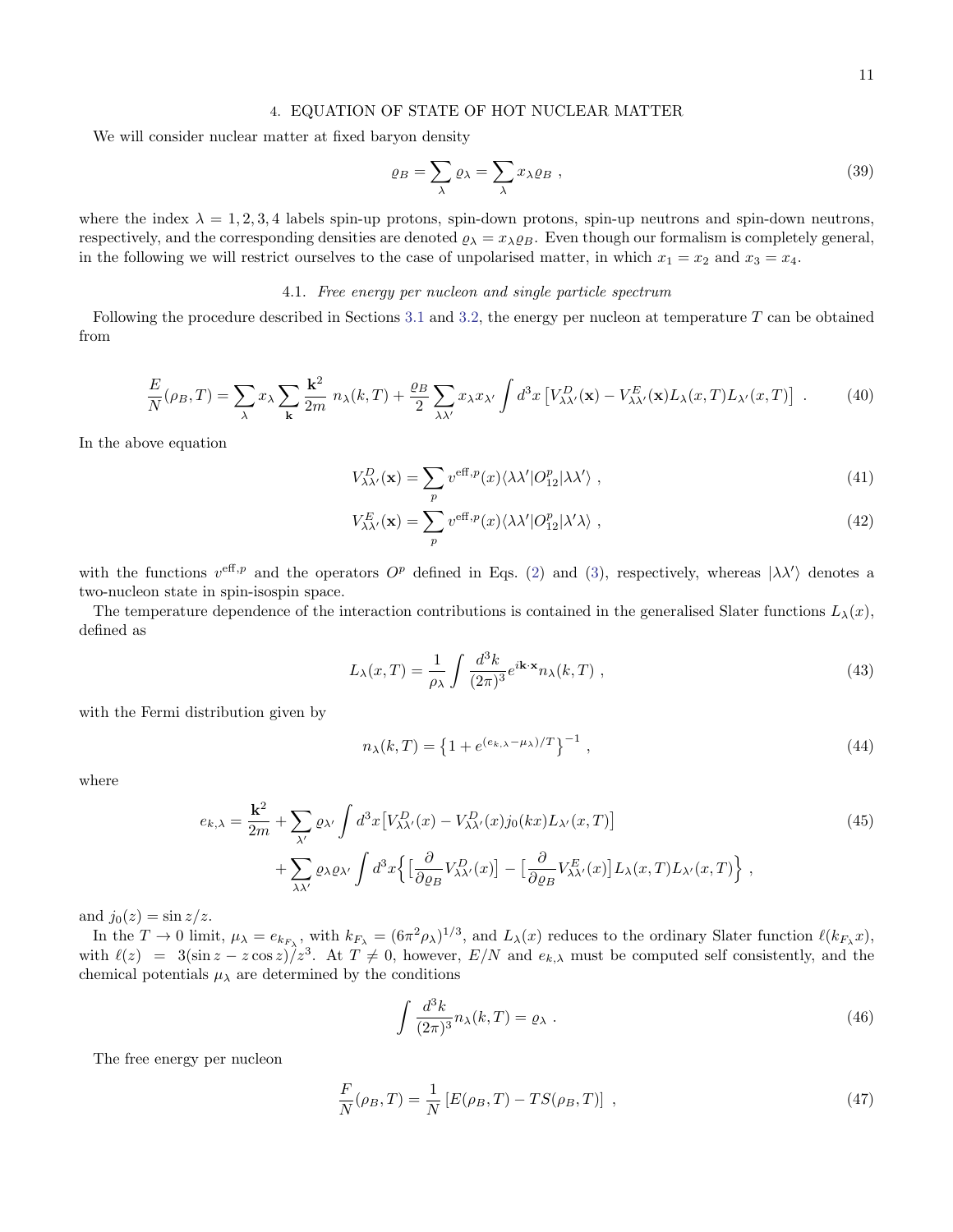## 4. EQUATION OF STATE OF HOT NUCLEAR MATTER

We will consider nuclear matter at fixed baryon density

$$\varrho_B = \sum_\lambda \varrho_\lambda = \sum_\lambda x_\lambda \varrho_B \ , \tag{39}$$

where the index $\lambda = 1, 2, 3, 4$ labels spin-up protons, spin-down protons, spin-up neutrons and spin-down neutrons, respectively, and the corresponding densities are denoted $\varrho_\lambda = x_\lambda \varrho_B$. Even though our formalism is completely general, in the following we will restrict ourselves to the case of unpolarised matter, in which $x_1 = x_2$ and $x_3 = x_4$.

### 4.1. *Free energy per nucleon and single particle spectrum*

Following the procedure described in Sections 3.1 and 3.2, the energy per nucleon at temperature $T$ can be obtained from

$$\frac{E}{N}(\rho_B, T) = \sum_\lambda x_\lambda \sum_{\mathbf{k}} \frac{\mathbf{k}^2}{2m} \ n_\lambda(k, T) + \frac{\varrho_B}{2} \sum_{\lambda\lambda'} x_\lambda x_{\lambda'} \int d^3x \left[ V^D_{\lambda\lambda'}(\mathbf{x}) - V^E_{\lambda\lambda'}(\mathbf{x}) L_\lambda(x, T) L_{\lambda'}(x, T) \right] \ . \tag{40}$$

In the above equation

$$V^D_{\lambda\lambda'}(\mathbf{x}) = \sum_p v^{\text{eff},p}(x) \langle \lambda\lambda' | O^p_{12} | \lambda\lambda' \rangle \ , \tag{41}$$

$$V^E_{\lambda\lambda'}(\mathbf{x}) = \sum_p v^{\text{eff},p}(x) \langle \lambda\lambda' | O^p_{12} | \lambda'\lambda \rangle \ , \tag{42}$$

with the functions $v^{\text{eff},p}$ and the operators $O^p$ defined in Eqs. (2) and (3), respectively, whereas $|\lambda\lambda'\rangle$ denotes a two-nucleon state in spin-isospin space.

The temperature dependence of the interaction contributions is contained in the generalised Slater functions $L_\lambda(x)$, defined as

$$L_\lambda(x, T) = \frac{1}{\rho_\lambda} \int \frac{d^3k}{(2\pi)^3} e^{i\mathbf{k}\cdot\mathbf{x}} n_\lambda(k, T) \ , \tag{43}$$

with the Fermi distribution given by

$$n_\lambda(k, T) = \left\{ 1 + e^{(e_{k,\lambda} - \mu_\lambda)/T} \right\}^{-1} \ , \tag{44}$$

where

$$\begin{aligned} e_{k,\lambda} = \frac{\mathbf{k}^2}{2m} &+ \sum_{\lambda'} \varrho_{\lambda'} \int d^3x \big[ V^D_{\lambda\lambda'}(x) - V^D_{\lambda\lambda'}(x) j_0(kx) L_{\lambda'}(x, T) \big] \\ &+ \sum_{\lambda\lambda'} \varrho_\lambda \varrho_{\lambda'} \int d^3x \Big\{ \big[ \frac{\partial}{\partial \varrho_B} V^D_{\lambda\lambda'}(x) \big] - \big[ \frac{\partial}{\partial \varrho_B} V^E_{\lambda\lambda'}(x) \big] L_\lambda(x, T) L_{\lambda'}(x, T) \Big\} \ , \end{aligned} \tag{45}$$

and $j_0(z) = \sin z / z$.

In the $T \to 0$ limit, $\mu_\lambda = e_{k_{F_\lambda}}$, with $k_{F_\lambda} = (6\pi^2 \rho_\lambda)^{1/3}$, and $L_\lambda(x)$ reduces to the ordinary Slater function $\ell(k_{F_\lambda} x)$, with $\ell(z) = 3(\sin z - z \cos z)/z^3$. At $T \neq 0$, however, $E/N$ and $e_{k,\lambda}$ must be computed self consistently, and the chemical potentials $\mu_\lambda$ are determined by the conditions

$$\int \frac{d^3k}{(2\pi)^3} n_\lambda(k, T) = \varrho_\lambda \ . \tag{46}$$

The free energy per nucleon

$$\frac{F}{N}(\rho_B, T) = \frac{1}{N} \left[ E(\rho_B, T) - T S(\rho_B, T) \right] \ , \tag{47}$$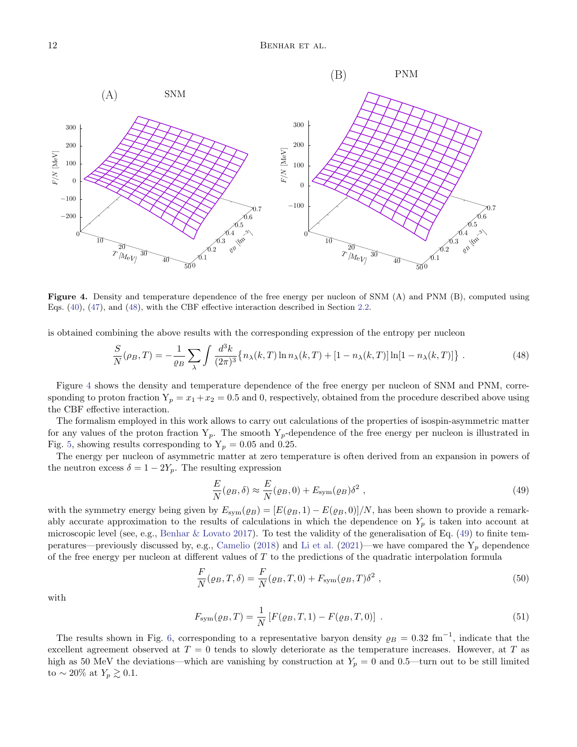**Figure 4.** Density and temperature dependence of the free energy per nucleon of SNM (A) and PNM (B), computed using Eqs. (40), (47), and (48), with the CBF effective interaction described in Section 2.2.

is obtained combining the above results with the corresponding expression of the entropy per nucleon

$$\frac{S}{N}(\rho_B, T) = -\frac{1}{\varrho_B} \sum_\lambda \int \frac{d^3k}{(2\pi)^3} \left\{ n_\lambda(k,T) \ln n_\lambda(k,T) + [1 - n_\lambda(k,T)] \ln[1 - n_\lambda(k,T)] \right\} . \tag{48}$$

Figure 4 shows the density and temperature dependence of the free energy per nucleon of SNM and PNM, corresponding to proton fraction $\mathrm{Y}_p = x_1 + x_2 = 0.5$ and 0, respectively, obtained from the procedure described above using the CBF effective interaction.

The formalism employed in this work allows to carry out calculations of the properties of isospin-asymmetric matter for any values of the proton fraction $\mathrm{Y}_p$. The smooth $\mathrm{Y}_p$-dependence of the free energy per nucleon is illustrated in Fig. 5, showing results corresponding to $\mathrm{Y}_p = 0.05$ and 0.25.

The energy per nucleon of asymmetric matter at zero temperature is often derived from an expansion in powers of the neutron excess $\delta = 1 - 2Y_p$. The resulting expression

$$\frac{E}{N}(\varrho_B, \delta) \approx \frac{E}{N}(\varrho_B, 0) + E_{\mathrm{sym}}(\varrho_B)\delta^2 \ , \tag{49}$$

with the symmetry energy being given by $E_{\mathrm{sym}}(\varrho_B) = [E(\varrho_B, 1) - E(\varrho_B, 0)]/N$, has been shown to provide a remarkably accurate approximation to the results of calculations in which the dependence on $Y_p$ is taken into account at microscopic level (see, e.g., Benhar & Lovato 2017). To test the validity of the generalisation of Eq. (49) to finite temperatures—previously discussed by, e.g., Camelio (2018) and Li et al. (2021)—we have compared the $\mathrm{Y}_p$ dependence of the free energy per nucleon at different values of $T$ to the predictions of the quadratic interpolation formula

$$\frac{F}{N}(\varrho_B, T, \delta) = \frac{F}{N}(\varrho_B, T, 0) + F_{\mathrm{sym}}(\varrho_B, T)\delta^2 \ , \tag{50}$$

with

$$F_{\mathrm{sym}}(\varrho_B, T) = \frac{1}{N} \left[ F(\varrho_B, T, 1) - F(\varrho_B, T, 0) \right] \ . \tag{51}$$

The results shown in Fig. 6, corresponding to a representative baryon density $\varrho_B = 0.32 \ \mathrm{fm}^{-1}$, indicate that the excellent agreement observed at $T = 0$ tends to slowly deteriorate as the temperature increases. However, at $T$ as high as 50 MeV the deviations—which are vanishing by construction at $Y_p = 0$ and 0.5—turn out to be still limited to $\sim 20\%$ at $Y_p \gtrsim 0.1$.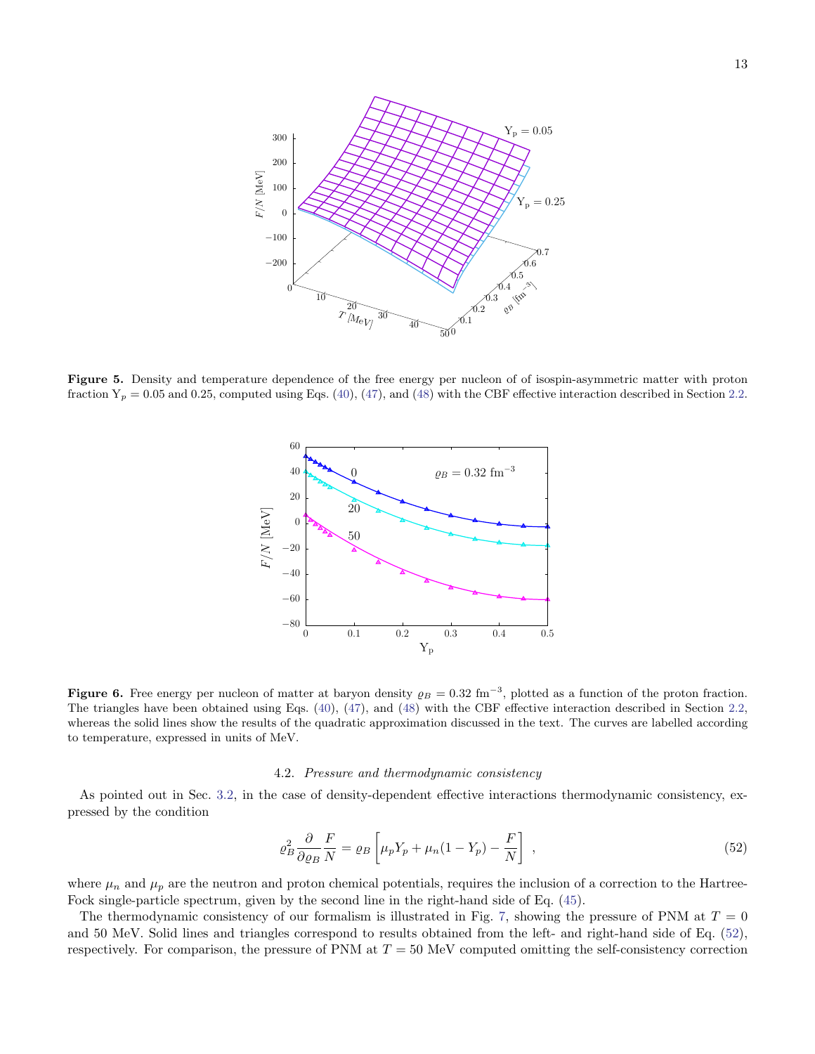**Figure 5.** Density and temperature dependence of the free energy per nucleon of of isospin-asymmetric matter with proton fraction $Y_p = 0.05$ and 0.25, computed using Eqs. (40), (47), and (48) with the CBF effective interaction described in Section 2.2.

**Figure 6.** Free energy per nucleon of matter at baryon density $\varrho_B = 0.32$ fm$^{-3}$, plotted as a function of the proton fraction. The triangles have been obtained using Eqs. (40), (47), and (48) with the CBF effective interaction described in Section 2.2, whereas the solid lines show the results of the quadratic approximation discussed in the text. The curves are labelled according to temperature, expressed in units of MeV.

### 4.2. *Pressure and thermodynamic consistency*

As pointed out in Sec. 3.2, in the case of density-dependent effective interactions thermodynamic consistency, expressed by the condition

$$\varrho_B^2 \frac{\partial}{\partial \varrho_B} \frac{F}{N} = \varrho_B \left[ \mu_p Y_p + \mu_n (1 - Y_p) - \frac{F}{N} \right] \ , \tag{52}$$

where $\mu_n$ and $\mu_p$ are the neutron and proton chemical potentials, requires the inclusion of a correction to the Hartree-Fock single-particle spectrum, given by the second line in the right-hand side of Eq. (45).

The thermodynamic consistency of our formalism is illustrated in Fig. 7, showing the pressure of PNM at $T = 0$ and 50 MeV. Solid lines and triangles correspond to results obtained from the left- and right-hand side of Eq. (52), respectively. For comparison, the pressure of PNM at $T = 50$ MeV computed omitting the self-consistency correction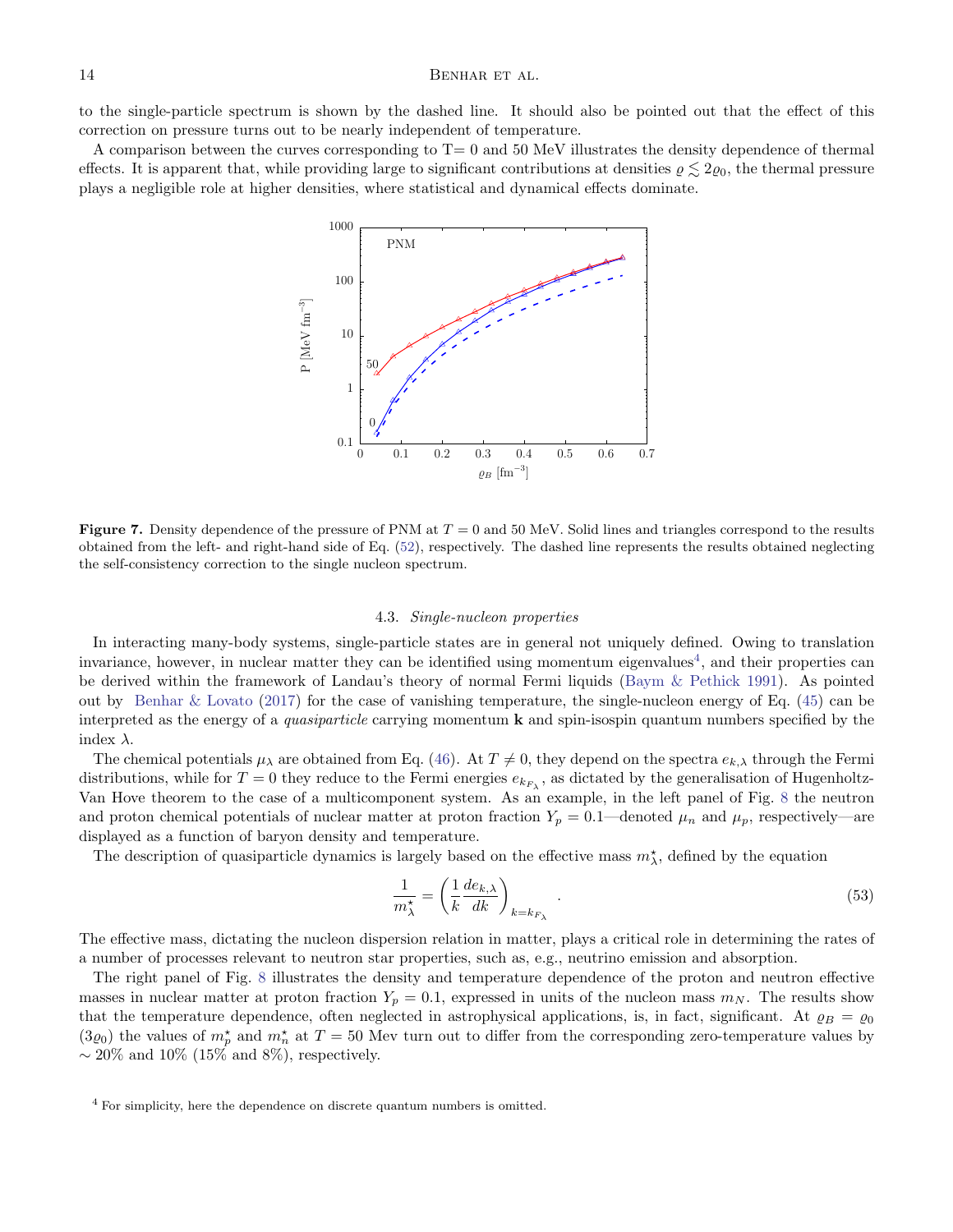to the single-particle spectrum is shown by the dashed line. It should also be pointed out that the effect of this correction on pressure turns out to be nearly independent of temperature.

A comparison between the curves corresponding to T= 0 and 50 MeV illustrates the density dependence of thermal effects. It is apparent that, while providing large to significant contributions at densities $\varrho \lesssim 2\varrho_0$, the thermal pressure plays a negligible role at higher densities, where statistical and dynamical effects dominate.

**Figure 7.** Density dependence of the pressure of PNM at $T = 0$ and 50 MeV. Solid lines and triangles correspond to the results obtained from the left- and right-hand side of Eq. (52), respectively. The dashed line represents the results obtained neglecting the self-consistency correction to the single nucleon spectrum.

### 4.3. *Single-nucleon properties*

In interacting many-body systems, single-particle states are in general not uniquely defined. Owing to translation invariance, however, in nuclear matter they can be identified using momentum eigenvalues[4], and their properties can be derived within the framework of Landau's theory of normal Fermi liquids (Baym & Pethick 1991). As pointed out by Benhar & Lovato (2017) for the case of vanishing temperature, the single-nucleon energy of Eq. (45) can be interpreted as the energy of a *quasiparticle* carrying momentum **k** and spin-isospin quantum numbers specified by the index $\lambda$.

The chemical potentials $\mu_\lambda$ are obtained from Eq. (46). At $T \neq 0$, they depend on the spectra $e_{k,\lambda}$ through the Fermi distributions, while for $T = 0$ they reduce to the Fermi energies $e_{k_{F_\lambda}}$, as dictated by the generalisation of Hugenholtz-Van Hove theorem to the case of a multicomponent system. As an example, in the left panel of Fig. 8 the neutron and proton chemical potentials of nuclear matter at proton fraction $Y_p = 0.1$—denoted $\mu_n$ and $\mu_p$, respectively—are displayed as a function of baryon density and temperature.

The description of quasiparticle dynamics is largely based on the effective mass $m^\star_\lambda$, defined by the equation

$$\frac{1}{m^\star_\lambda} = \left( \frac{1}{k} \frac{de_{k,\lambda}}{dk} \right)_{k=k_{F_\lambda}} . \tag{53}$$

The effective mass, dictating the nucleon dispersion relation in matter, plays a critical role in determining the rates of a number of processes relevant to neutron star properties, such as, e.g., neutrino emission and absorption.

The right panel of Fig. 8 illustrates the density and temperature dependence of the proton and neutron effective masses in nuclear matter at proton fraction $Y_p = 0.1$, expressed in units of the nucleon mass $m_N$. The results show that the temperature dependence, often neglected in astrophysical applications, is, in fact, significant. At $\varrho_B = \varrho_0$ ($3\varrho_0$) the values of $m^\star_p$ and $m^\star_n$ at $T = 50$ Mev turn out to differ from the corresponding zero-temperature values by $\sim 20\%$ and 10% (15% and 8%), respectively.

[4] For simplicity, here the dependence on discrete quantum numbers is omitted.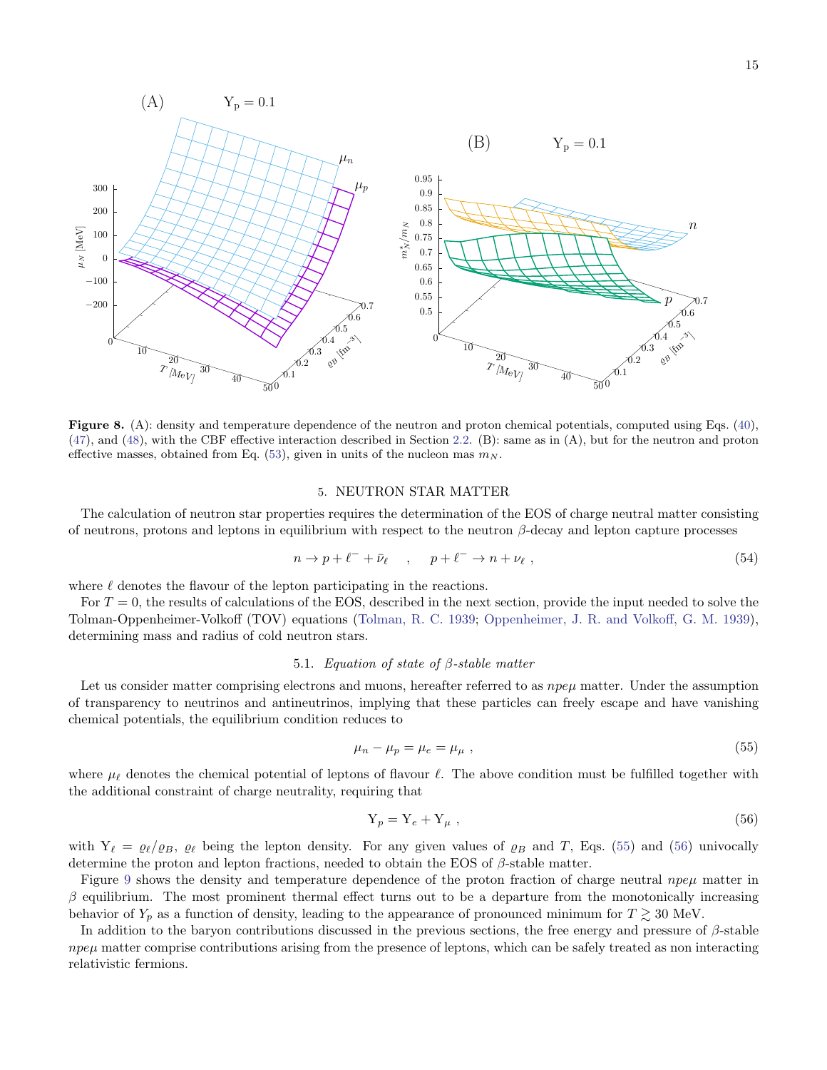**Figure 8.** (A): density and temperature dependence of the neutron and proton chemical potentials, computed using Eqs. (40), (47), and (48), with the CBF effective interaction described in Section 2.2. (B): same as in (A), but for the neutron and proton effective masses, obtained from Eq. (53), given in units of the nucleon mas $m_N$.

## 5. NEUTRON STAR MATTER

The calculation of neutron star properties requires the determination of the EOS of charge neutral matter consisting of neutrons, protons and leptons in equilibrium with respect to the neutron $\beta$-decay and lepton capture processes

$$n \to p + \ell^- + \bar{\nu}_\ell \quad , \quad p + \ell^- \to n + \nu_\ell \ , \tag{54}$$

where $\ell$ denotes the flavour of the lepton participating in the reactions.

For $T = 0$, the results of calculations of the EOS, described in the next section, provide the input needed to solve the Tolman-Oppenheimer-Volkoff (TOV) equations (Tolman, R. C. 1939; Oppenheimer, J. R. and Volkoff, G. M. 1939), determining mass and radius of cold neutron stars.

### 5.1. *Equation of state of $\beta$-stable matter*

Let us consider matter comprising electrons and muons, hereafter referred to as $npe\mu$ matter. Under the assumption of transparency to neutrinos and antineutrinos, implying that these particles can freely escape and have vanishing chemical potentials, the equilibrium condition reduces to

$$\mu_n - \mu_p = \mu_e = \mu_\mu \ , \tag{55}$$

where $\mu_\ell$ denotes the chemical potential of leptons of flavour $\ell$. The above condition must be fulfilled together with the additional constraint of charge neutrality, requiring that

$$\mathrm{Y}_p = \mathrm{Y}_e + \mathrm{Y}_\mu \ , \tag{56}$$

with $\mathrm{Y}_\ell = \varrho_\ell/\varrho_B$, $\varrho_\ell$ being the lepton density. For any given values of $\varrho_B$ and $T$, Eqs. (55) and (56) univocally determine the proton and lepton fractions, needed to obtain the EOS of $\beta$-stable matter.

Figure 9 shows the density and temperature dependence of the proton fraction of charge neutral $npe\mu$ matter in $\beta$ equilibrium. The most prominent thermal effect turns out to be a departure from the monotonically increasing behavior of $Y_p$ as a function of density, leading to the appearance of pronounced minimum for $T \gtrsim 30$ MeV.

In addition to the baryon contributions discussed in the previous sections, the free energy and pressure of $\beta$-stable $npe\mu$ matter comprise contributions arising from the presence of leptons, which can be safely treated as non interacting relativistic fermions.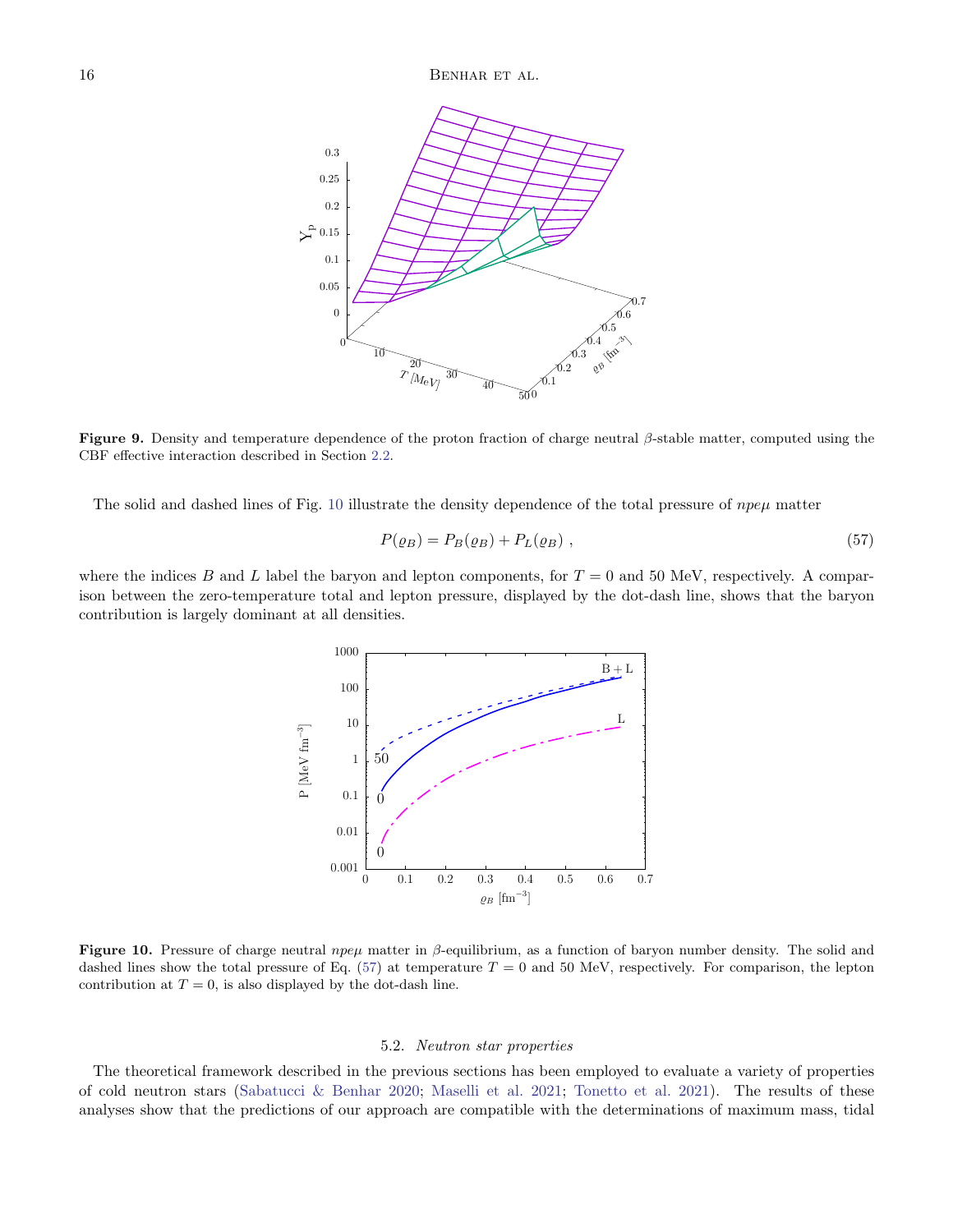**Figure 9.** Density and temperature dependence of the proton fraction of charge neutral $\beta$-stable matter, computed using the CBF effective interaction described in Section 2.2.

The solid and dashed lines of Fig. 10 illustrate the density dependence of the total pressure of $npe\mu$ matter

$$P(\varrho_B) = P_B(\varrho_B) + P_L(\varrho_B) \ , \tag{57}$$

where the indices $B$ and $L$ label the baryon and lepton components, for $T = 0$ and 50 MeV, respectively. A comparison between the zero-temperature total and lepton pressure, displayed by the dot-dash line, shows that the baryon contribution is largely dominant at all densities.

**Figure 10.** Pressure of charge neutral $npe\mu$ matter in $\beta$-equilibrium, as a function of baryon number density. The solid and dashed lines show the total pressure of Eq. (57) at temperature $T = 0$ and 50 MeV, respectively. For comparison, the lepton contribution at $T = 0$, is also displayed by the dot-dash line.

### 5.2. *Neutron star properties*

The theoretical framework described in the previous sections has been employed to evaluate a variety of properties of cold neutron stars (Sabatucci & Benhar 2020; Maselli et al. 2021; Tonetto et al. 2021). The results of these analyses show that the predictions of our approach are compatible with the determinations of maximum mass, tidal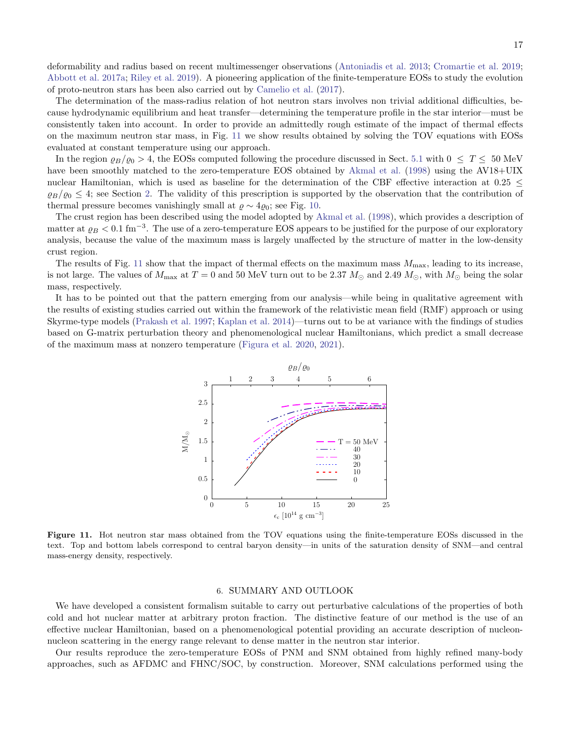deformability and radius based on recent multimessenger observations (Antoniadis et al. 2013; Cromartie et al. 2019; Abbott et al. 2017a; Riley et al. 2019). A pioneering application of the finite-temperature EOSs to study the evolution of proto-neutron stars has been also carried out by Camelio et al. (2017).

The determination of the mass-radius relation of hot neutron stars involves non trivial additional difficulties, because hydrodynamic equilibrium and heat transfer—determining the temperature profile in the star interior—must be consistently taken into account. In order to provide an admittedly rough estimate of the impact of thermal effects on the maximum neutron star mass, in Fig. 11 we show results obtained by solving the TOV equations with EOSs evaluated at constant temperature using our approach.

In the region $\varrho_B/\varrho_0 > 4$, the EOSs computed following the procedure discussed in Sect. 5.1 with $0 \leq T \leq 50$ MeV have been smoothly matched to the zero-temperature EOS obtained by Akmal et al. (1998) using the AV18+UIX nuclear Hamiltonian, which is used as baseline for the determination of the CBF effective interaction at $0.25 \leq \varrho_B/\varrho_0 \leq 4$; see Section 2. The validity of this prescription is supported by the observation that the contribution of thermal pressure becomes vanishingly small at $\varrho \sim 4\varrho_0$; see Fig. 10.

The crust region has been described using the model adopted by Akmal et al. (1998), which provides a description of matter at $\varrho_B < 0.1$ fm$^{-3}$. The use of a zero-temperature EOS appears to be justified for the purpose of our exploratory analysis, because the value of the maximum mass is largely unaffected by the structure of matter in the low-density crust region.

The results of Fig. 11 show that the impact of thermal effects on the maximum mass $M_{\rm max}$, leading to its increase, is not large. The values of $M_{\rm max}$ at $T = 0$ and 50 MeV turn out to be 2.37 $M_\odot$ and 2.49 $M_\odot$, with $M_\odot$ being the solar mass, respectively.

It has to be pointed out that the pattern emerging from our analysis—while being in qualitative agreement with the results of existing studies carried out within the framework of the relativistic mean field (RMF) approach or using Skyrme-type models (Prakash et al. 1997; Kaplan et al. 2014)—turns out to be at variance with the findings of studies based on G-matrix perturbation theory and phenomenological nuclear Hamiltonians, which predict a small decrease of the maximum mass at nonzero temperature (Figura et al. 2020, 2021).

**Figure 11.** Hot neutron star mass obtained from the TOV equations using the finite-temperature EOSs discussed in the text. Top and bottom labels correspond to central baryon density—in units of the saturation density of SNM—and central mass-energy density, respectively.

## 6. SUMMARY AND OUTLOOK

We have developed a consistent formalism suitable to carry out perturbative calculations of the properties of both cold and hot nuclear matter at arbitrary proton fraction. The distinctive feature of our method is the use of an effective nuclear Hamiltonian, based on a phenomenological potential providing an accurate description of nucleon-nucleon scattering in the energy range relevant to dense matter in the neutron star interior.

Our results reproduce the zero-temperature EOSs of PNM and SNM obtained from highly refined many-body approaches, such as AFDMC and FHNC/SOC, by construction. Moreover, SNM calculations performed using the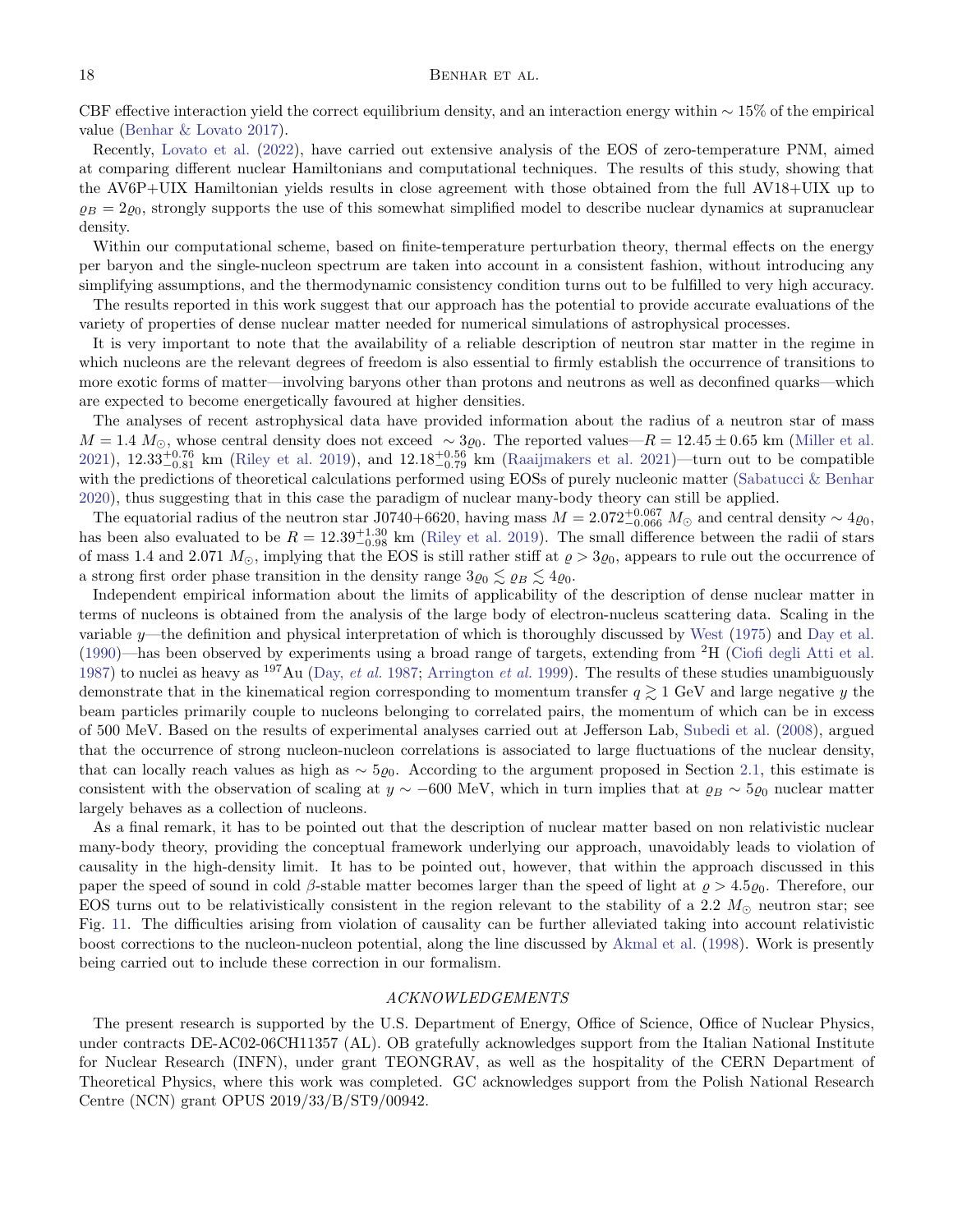CBF effective interaction yield the correct equilibrium density, and an interaction energy within $\sim 15\%$ of the empirical value (Benhar & Lovato 2017).

Recently, Lovato et al. (2022), have carried out extensive analysis of the EOS of zero-temperature PNM, aimed at comparing different nuclear Hamiltonians and computational techniques. The results of this study, showing that the AV6P+UIX Hamiltonian yields results in close agreement with those obtained from the full AV18+UIX up to $\varrho_B = 2\varrho_0$, strongly supports the use of this somewhat simplified model to describe nuclear dynamics at supranuclear density.

Within our computational scheme, based on finite-temperature perturbation theory, thermal effects on the energy per baryon and the single-nucleon spectrum are taken into account in a consistent fashion, without introducing any simplifying assumptions, and the thermodynamic consistency condition turns out to be fulfilled to very high accuracy.

The results reported in this work suggest that our approach has the potential to provide accurate evaluations of the variety of properties of dense nuclear matter needed for numerical simulations of astrophysical processes.

It is very important to note that the availability of a reliable description of neutron star matter in the regime in which nucleons are the relevant degrees of freedom is also essential to firmly establish the occurrence of transitions to more exotic forms of matter—involving baryons other than protons and neutrons as well as deconfined quarks—which are expected to become energetically favoured at higher densities.

The analyses of recent astrophysical data have provided information about the radius of a neutron star of mass $M = 1.4\ M_\odot$, whose central density does not exceed $\sim 3\varrho_0$. The reported values—$R = 12.45 \pm 0.65$ km (Miller et al. 2021), $12.33^{+0.76}_{-0.81}$ km (Riley et al. 2019), and $12.18^{+0.56}_{-0.79}$ km (Raaijmakers et al. 2021)—turn out to be compatible with the predictions of theoretical calculations performed using EOSs of purely nucleonic matter (Sabatucci & Benhar 2020), thus suggesting that in this case the paradigm of nuclear many-body theory can still be applied.

The equatorial radius of the neutron star J0740+6620, having mass $M = 2.072^{+0.067}_{-0.066}\ M_\odot$ and central density $\sim 4\varrho_0$, has been also evaluated to be $R = 12.39^{+1.30}_{-0.98}$ km (Riley et al. 2019). The small difference between the radii of stars of mass 1.4 and 2.071 $M_\odot$, implying that the EOS is still rather stiff at $\varrho > 3\varrho_0$, appears to rule out the occurrence of a strong first order phase transition in the density range $3\varrho_0 \lesssim \varrho_B \lesssim 4\varrho_0$.

Independent empirical information about the limits of applicability of the description of dense nuclear matter in terms of nucleons is obtained from the analysis of the large body of electron-nucleus scattering data. Scaling in the variable $y$—the definition and physical interpretation of which is thoroughly discussed by West (1975) and Day et al. (1990)—has been observed by experiments using a broad range of targets, extending from $^2$H (Ciofi degli Atti et al. 1987) to nuclei as heavy as $^{197}$Au (Day, *et al.* 1987; Arrington *et al.* 1999). The results of these studies unambiguously demonstrate that in the kinematical region corresponding to momentum transfer $q \gtrsim 1$ GeV and large negative $y$ the beam particles primarily couple to nucleons belonging to correlated pairs, the momentum of which can be in excess of 500 MeV. Based on the results of experimental analyses carried out at Jefferson Lab, Subedi et al. (2008), argued that the occurrence of strong nucleon-nucleon correlations is associated to large fluctuations of the nuclear density, that can locally reach values as high as $\sim 5\varrho_0$. According to the argument proposed in Section 2.1, this estimate is consistent with the observation of scaling at $y \sim -600$ MeV, which in turn implies that at $\varrho_B \sim 5\varrho_0$ nuclear matter largely behaves as a collection of nucleons.

As a final remark, it has to be pointed out that the description of nuclear matter based on non relativistic nuclear many-body theory, providing the conceptual framework underlying our approach, unavoidably leads to violation of causality in the high-density limit. It has to be pointed out, however, that within the approach discussed in this paper the speed of sound in cold $\beta$-stable matter becomes larger than the speed of light at $\varrho > 4.5\varrho_0$. Therefore, our EOS turns out to be relativistically consistent in the region relevant to the stability of a 2.2 $M_\odot$ neutron star; see Fig. 11. The difficulties arising from violation of causality can be further alleviated taking into account relativistic boost corrections to the nucleon-nucleon potential, along the line discussed by Akmal et al. (1998). Work is presently being carried out to include these correction in our formalism.

## *ACKNOWLEDGEMENTS*

The present research is supported by the U.S. Department of Energy, Office of Science, Office of Nuclear Physics, under contracts DE-AC02-06CH11357 (AL). OB gratefully acknowledges support from the Italian National Institute for Nuclear Research (INFN), under grant TEONGRAV, as well as the hospitality of the CERN Department of Theoretical Physics, where this work was completed. GC acknowledges support from the Polish National Research Centre (NCN) grant OPUS 2019/33/B/ST9/00942.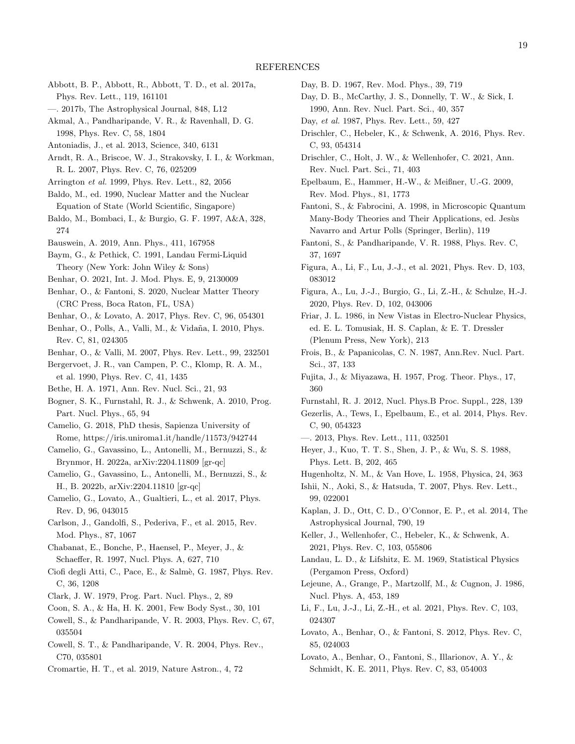## REFERENCES

Abbott, B. P., Abbott, R., Abbott, T. D., et al. 2017a, Phys. Rev. Lett., 119, 161101

—. 2017b, The Astrophysical Journal, 848, L12

Akmal, A., Pandharipande, V. R., & Ravenhall, D. G. 1998, Phys. Rev. C, 58, 1804

Antoniadis, J., et al. 2013, Science, 340, 6131

Arndt, R. A., Briscoe, W. J., Strakovsky, I. I., & Workman, R. L. 2007, Phys. Rev. C, 76, 025209

Arrington *et al.* 1999, Phys. Rev. Lett., 82, 2056

Baldo, M., ed. 1990, Nuclear Matter and the Nuclear Equation of State (World Scientific, Singapore)

Baldo, M., Bombaci, I., & Burgio, G. F. 1997, A&A, 328, 274

Bauswein, A. 2019, Ann. Phys., 411, 167958

Baym, G., & Pethick, C. 1991, Landau Fermi-Liquid Theory (New York: John Wiley & Sons)

Benhar, O. 2021, Int. J. Mod. Phys. E, 9, 2130009

Benhar, O., & Fantoni, S. 2020, Nuclear Matter Theory (CRC Press, Boca Raton, FL, USA)

Benhar, O., & Lovato, A. 2017, Phys. Rev. C, 96, 054301

Benhar, O., Polls, A., Valli, M., & Vidaña, I. 2010, Phys. Rev. C, 81, 024305

Benhar, O., & Valli, M. 2007, Phys. Rev. Lett., 99, 232501

Bergervoet, J. R., van Campen, P. C., Klomp, R. A. M., et al. 1990, Phys. Rev. C, 41, 1435

Bethe, H. A. 1971, Ann. Rev. Nucl. Sci., 21, 93

Bogner, S. K., Furnstahl, R. J., & Schwenk, A. 2010, Prog. Part. Nucl. Phys., 65, 94

Camelio, G. 2018, PhD thesis, Sapienza University of Rome, https://iris.uniroma1.it/handle/11573/942744

Camelio, G., Gavassino, L., Antonelli, M., Bernuzzi, S., & Brynmor, H. 2022a, arXiv:2204.11809 [gr-qc]

Camelio, G., Gavassino, L., Antonelli, M., Bernuzzi, S., & H., B. 2022b, arXiv:2204.11810 [gr-qc]

Camelio, G., Lovato, A., Gualtieri, L., et al. 2017, Phys. Rev. D, 96, 043015

Carlson, J., Gandolfi, S., Pederiva, F., et al. 2015, Rev. Mod. Phys., 87, 1067

Chabanat, E., Bonche, P., Haensel, P., Meyer, J., & Schaeffer, R. 1997, Nucl. Phys. A, 627, 710

Ciofi degli Atti, C., Pace, E., & Salmè, G. 1987, Phys. Rev. C, 36, 1208

Clark, J. W. 1979, Prog. Part. Nucl. Phys., 2, 89

Coon, S. A., & Ha, H. K. 2001, Few Body Syst., 30, 101

Cowell, S., & Pandharipande, V. R. 2003, Phys. Rev. C, 67, 035504

Cowell, S. T., & Pandharipande, V. R. 2004, Phys. Rev., C70, 035801

Cromartie, H. T., et al. 2019, Nature Astron., 4, 72

Day, B. D. 1967, Rev. Mod. Phys., 39, 719

Day, D. B., McCarthy, J. S., Donnelly, T. W., & Sick, I. 1990, Ann. Rev. Nucl. Part. Sci., 40, 357

Day, *et al.* 1987, Phys. Rev. Lett., 59, 427

Drischler, C., Hebeler, K., & Schwenk, A. 2016, Phys. Rev. C, 93, 054314

Drischler, C., Holt, J. W., & Wellenhofer, C. 2021, Ann. Rev. Nucl. Part. Sci., 71, 403

Epelbaum, E., Hammer, H.-W., & Meißner, U.-G. 2009, Rev. Mod. Phys., 81, 1773

Fantoni, S., & Fabrocini, A. 1998, in Microscopic Quantum Many-Body Theories and Their Applications, ed. Jesùs Navarro and Artur Polls (Springer, Berlin), 119

Fantoni, S., & Pandharipande, V. R. 1988, Phys. Rev. C, 37, 1697

Figura, A., Li, F., Lu, J.-J., et al. 2021, Phys. Rev. D, 103, 083012

Figura, A., Lu, J.-J., Burgio, G., Li, Z.-H., & Schulze, H.-J. 2020, Phys. Rev. D, 102, 043006

Friar, J. L. 1986, in New Vistas in Electro-Nuclear Physics, ed. E. L. Tomusiak, H. S. Caplan, & E. T. Dressler (Plenum Press, New York), 213

Frois, B., & Papanicolas, C. N. 1987, Ann.Rev. Nucl. Part. Sci., 37, 133

Fujita, J., & Miyazawa, H. 1957, Prog. Theor. Phys., 17, 360

Furnstahl, R. J. 2012, Nucl. Phys.B Proc. Suppl., 228, 139

Gezerlis, A., Tews, I., Epelbaum, E., et al. 2014, Phys. Rev. C, 90, 054323

—. 2013, Phys. Rev. Lett., 111, 032501

Heyer, J., Kuo, T. T. S., Shen, J. P., & Wu, S. S. 1988, Phys. Lett. B, 202, 465

Hugenholtz, N. M., & Van Hove, L. 1958, Physica, 24, 363

Ishii, N., Aoki, S., & Hatsuda, T. 2007, Phys. Rev. Lett., 99, 022001

Kaplan, J. D., Ott, C. D., O'Connor, E. P., et al. 2014, The Astrophysical Journal, 790, 19

Keller, J., Wellenhofer, C., Hebeler, K., & Schwenk, A. 2021, Phys. Rev. C, 103, 055806

Landau, L. D., & Lifshitz, E. M. 1969, Statistical Physics (Pergamon Press, Oxford)

Lejeune, A., Grange, P., Martzollf, M., & Cugnon, J. 1986, Nucl. Phys. A, 453, 189

Li, F., Lu, J.-J., Li, Z.-H., et al. 2021, Phys. Rev. C, 103, 024307

Lovato, A., Benhar, O., & Fantoni, S. 2012, Phys. Rev. C, 85, 024003

Lovato, A., Benhar, O., Fantoni, S., Illarionov, A. Y., & Schmidt, K. E. 2011, Phys. Rev. C, 83, 054003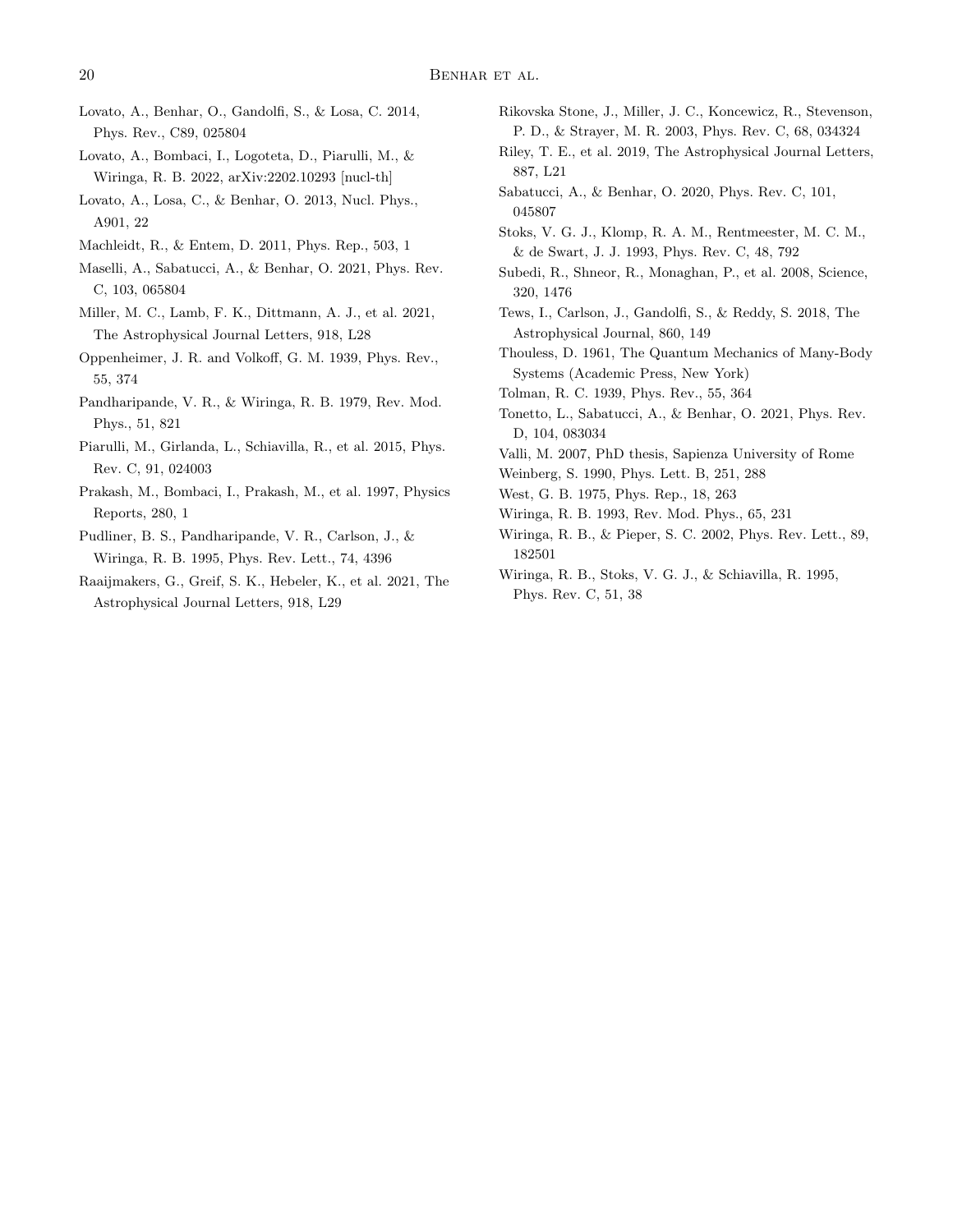Lovato, A., Benhar, O., Gandolfi, S., & Losa, C. 2014, Phys. Rev., C89, 025804

Lovato, A., Bombaci, I., Logoteta, D., Piarulli, M., & Wiringa, R. B. 2022, arXiv:2202.10293 [nucl-th]

Lovato, A., Losa, C., & Benhar, O. 2013, Nucl. Phys., A901, 22

Machleidt, R., & Entem, D. 2011, Phys. Rep., 503, 1

Maselli, A., Sabatucci, A., & Benhar, O. 2021, Phys. Rev. C, 103, 065804

Miller, M. C., Lamb, F. K., Dittmann, A. J., et al. 2021, The Astrophysical Journal Letters, 918, L28

Oppenheimer, J. R. and Volkoff, G. M. 1939, Phys. Rev., 55, 374

Pandharipande, V. R., & Wiringa, R. B. 1979, Rev. Mod. Phys., 51, 821

Piarulli, M., Girlanda, L., Schiavilla, R., et al. 2015, Phys. Rev. C, 91, 024003

Prakash, M., Bombaci, I., Prakash, M., et al. 1997, Physics Reports, 280, 1

Pudliner, B. S., Pandharipande, V. R., Carlson, J., & Wiringa, R. B. 1995, Phys. Rev. Lett., 74, 4396

Raaijmakers, G., Greif, S. K., Hebeler, K., et al. 2021, The Astrophysical Journal Letters, 918, L29

Rikovska Stone, J., Miller, J. C., Koncewicz, R., Stevenson, P. D., & Strayer, M. R. 2003, Phys. Rev. C, 68, 034324

Riley, T. E., et al. 2019, The Astrophysical Journal Letters, 887, L21

Sabatucci, A., & Benhar, O. 2020, Phys. Rev. C, 101, 045807

Stoks, V. G. J., Klomp, R. A. M., Rentmeester, M. C. M., & de Swart, J. J. 1993, Phys. Rev. C, 48, 792

Subedi, R., Shneor, R., Monaghan, P., et al. 2008, Science, 320, 1476

Tews, I., Carlson, J., Gandolfi, S., & Reddy, S. 2018, The Astrophysical Journal, 860, 149

Thouless, D. 1961, The Quantum Mechanics of Many-Body Systems (Academic Press, New York)

Tolman, R. C. 1939, Phys. Rev., 55, 364

Tonetto, L., Sabatucci, A., & Benhar, O. 2021, Phys. Rev. D, 104, 083034

Valli, M. 2007, PhD thesis, Sapienza University of Rome

Weinberg, S. 1990, Phys. Lett. B, 251, 288

West, G. B. 1975, Phys. Rep., 18, 263

Wiringa, R. B. 1993, Rev. Mod. Phys., 65, 231

Wiringa, R. B., & Pieper, S. C. 2002, Phys. Rev. Lett., 89, 182501

Wiringa, R. B., Stoks, V. G. J., & Schiavilla, R. 1995, Phys. Rev. C, 51, 38